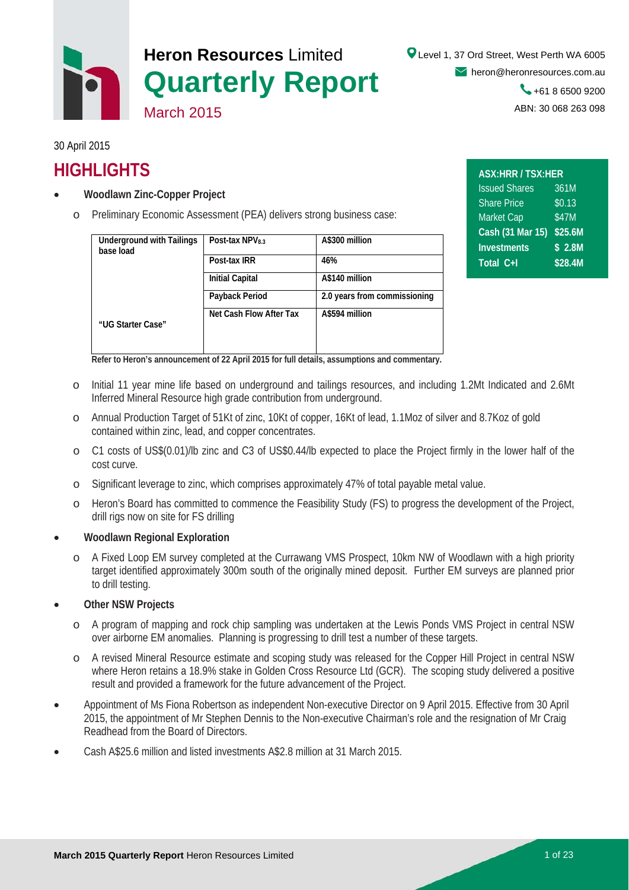# Heron Resources Limited

# Quarterly Report

March 2015

Level 1, 37 Ord Street, West Perth WA 6005
heron@heronresources.com.au
+61 8 6500 9200
ABN: 30 068 263 098

30 April 2015

## HIGHLIGHTS

| ASX:HRR / TSX:HER | |
|---|---|
| Issued Shares | 361M |
| Share Price | $0.13 |
| Market Cap | $47M |
| **Cash (31 Mar 15)** | **$25.6M** |
| **Investments** | **$ 2.8M** |
| **Total C+I** | **$28.4M** |

- **Woodlawn Zinc-Copper Project**
  - Preliminary Economic Assessment (PEA) delivers strong business case:

| Underground with Tailings base load | Post-tax $NPV_{8.3}$ | A$300 million |
|---|---|---|
| | Post-tax IRR | 46% |
| | Initial Capital | A$140 million |
| | Payback Period | 2.0 years from commissioning |
| "UG Starter Case" | Net Cash Flow After Tax | A$594 million |

**Refer to Heron's announcement of 22 April 2015 for full details, assumptions and commentary.**

  - Initial 11 year mine life based on underground and tailings resources, and including 1.2Mt Indicated and 2.6Mt Inferred Mineral Resource high grade contribution from underground.
  - Annual Production Target of 51Kt of zinc, 10Kt of copper, 16Kt of lead, 1.1Moz of silver and 8.7Koz of gold contained within zinc, lead, and copper concentrates.
  - C1 costs of US$(0.01)/lb zinc and C3 of US$0.44/lb expected to place the Project firmly in the lower half of the cost curve.
  - Significant leverage to zinc, which comprises approximately 47% of total payable metal value.
  - Heron's Board has committed to commence the Feasibility Study (FS) to progress the development of the Project, drill rigs now on site for FS drilling

- **Woodlawn Regional Exploration**
  - A Fixed Loop EM survey completed at the Currawang VMS Prospect, 10km NW of Woodlawn with a high priority target identified approximately 300m south of the originally mined deposit. Further EM surveys are planned prior to drill testing.

- **Other NSW Projects**
  - A program of mapping and rock chip sampling was undertaken at the Lewis Ponds VMS Project in central NSW over airborne EM anomalies. Planning is progressing to drill test a number of these targets.
  - A revised Mineral Resource estimate and scoping study was released for the Copper Hill Project in central NSW where Heron retains a 18.9% stake in Golden Cross Resource Ltd (GCR). The scoping study delivered a positive result and provided a framework for the future advancement of the Project.

- Appointment of Ms Fiona Robertson as independent Non-executive Director on 9 April 2015. Effective from 30 April 2015, the appointment of Mr Stephen Dennis to the Non-executive Chairman's role and the resignation of Mr Craig Readhead from the Board of Directors.

- Cash A$25.6 million and listed investments A$2.8 million at 31 March 2015.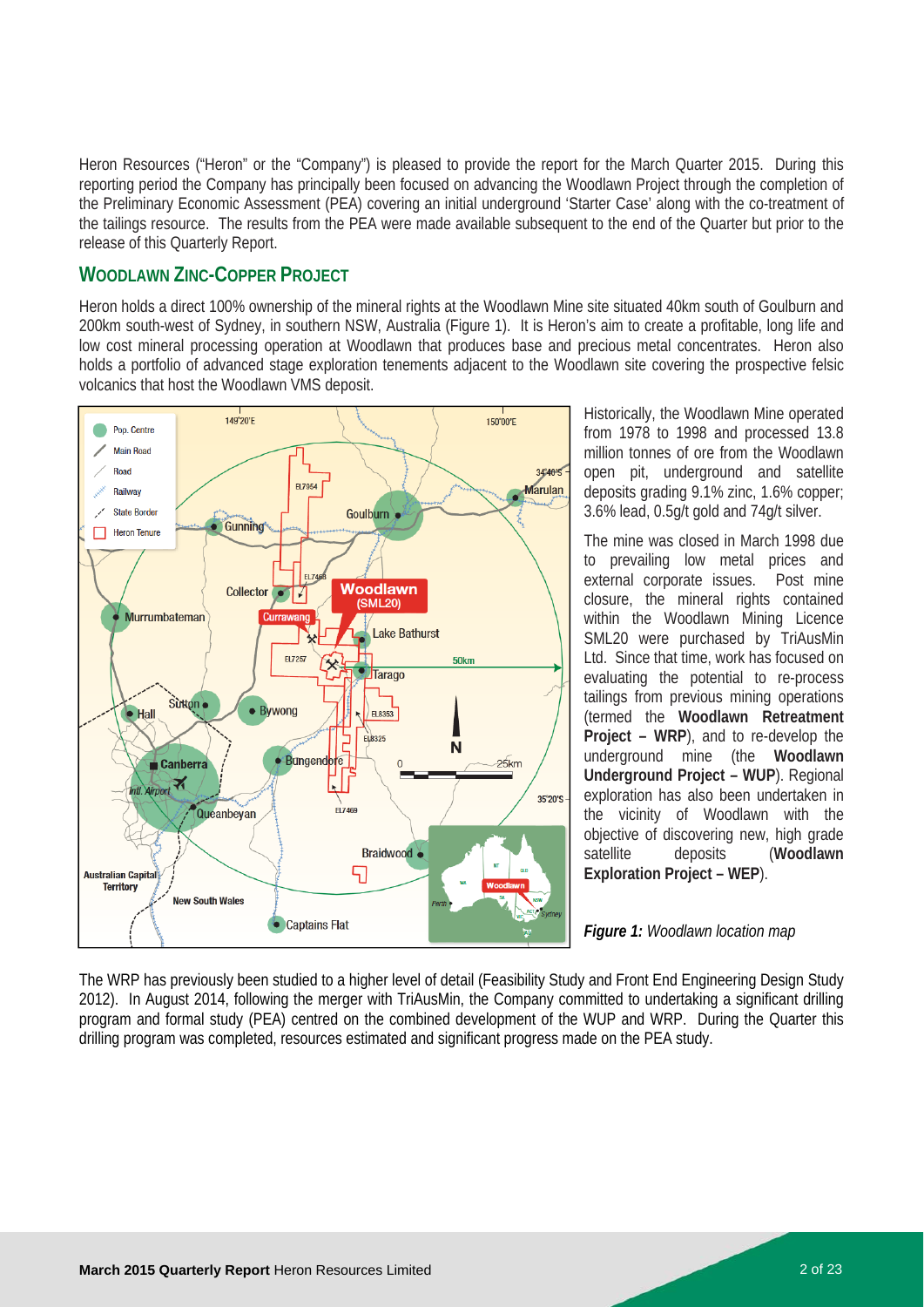Heron Resources ("Heron" or the "Company") is pleased to provide the report for the March Quarter 2015. During this reporting period the Company has principally been focused on advancing the Woodlawn Project through the completion of the Preliminary Economic Assessment (PEA) covering an initial underground 'Starter Case' along with the co-treatment of the tailings resource. The results from the PEA were made available subsequent to the end of the Quarter but prior to the release of this Quarterly Report.

## WOODLAWN ZINC-COPPER PROJECT

Heron holds a direct 100% ownership of the mineral rights at the Woodlawn Mine site situated 40km south of Goulburn and 200km south-west of Sydney, in southern NSW, Australia (Figure 1). It is Heron's aim to create a profitable, long life and low cost mineral processing operation at Woodlawn that produces base and precious metal concentrates. Heron also holds a portfolio of advanced stage exploration tenements adjacent to the Woodlawn site covering the prospective felsic volcanics that host the Woodlawn VMS deposit.

Historically, the Woodlawn Mine operated from 1978 to 1998 and processed 13.8 million tonnes of ore from the Woodlawn open pit, underground and satellite deposits grading 9.1% zinc, 1.6% copper; 3.6% lead, 0.5g/t gold and 74g/t silver.

The mine was closed in March 1998 due to prevailing low metal prices and external corporate issues. Post mine closure, the mineral rights contained within the Woodlawn Mining Licence SML20 were purchased by TriAusMin Ltd. Since that time, work has focused on evaluating the potential to re-process tailings from previous mining operations (termed the **Woodlawn Retreatment Project – WRP**), and to re-develop the underground mine (the **Woodlawn Underground Project – WUP**). Regional exploration has also been undertaken in the vicinity of Woodlawn with the objective of discovering new, high grade satellite deposits (**Woodlawn Exploration Project – WEP**).

***Figure 1:*** *Woodlawn location map*

The WRP has previously been studied to a higher level of detail (Feasibility Study and Front End Engineering Design Study 2012). In August 2014, following the merger with TriAusMin, the Company committed to undertaking a significant drilling program and formal study (PEA) centred on the combined development of the WUP and WRP. During the Quarter this drilling program was completed, resources estimated and significant progress made on the PEA study.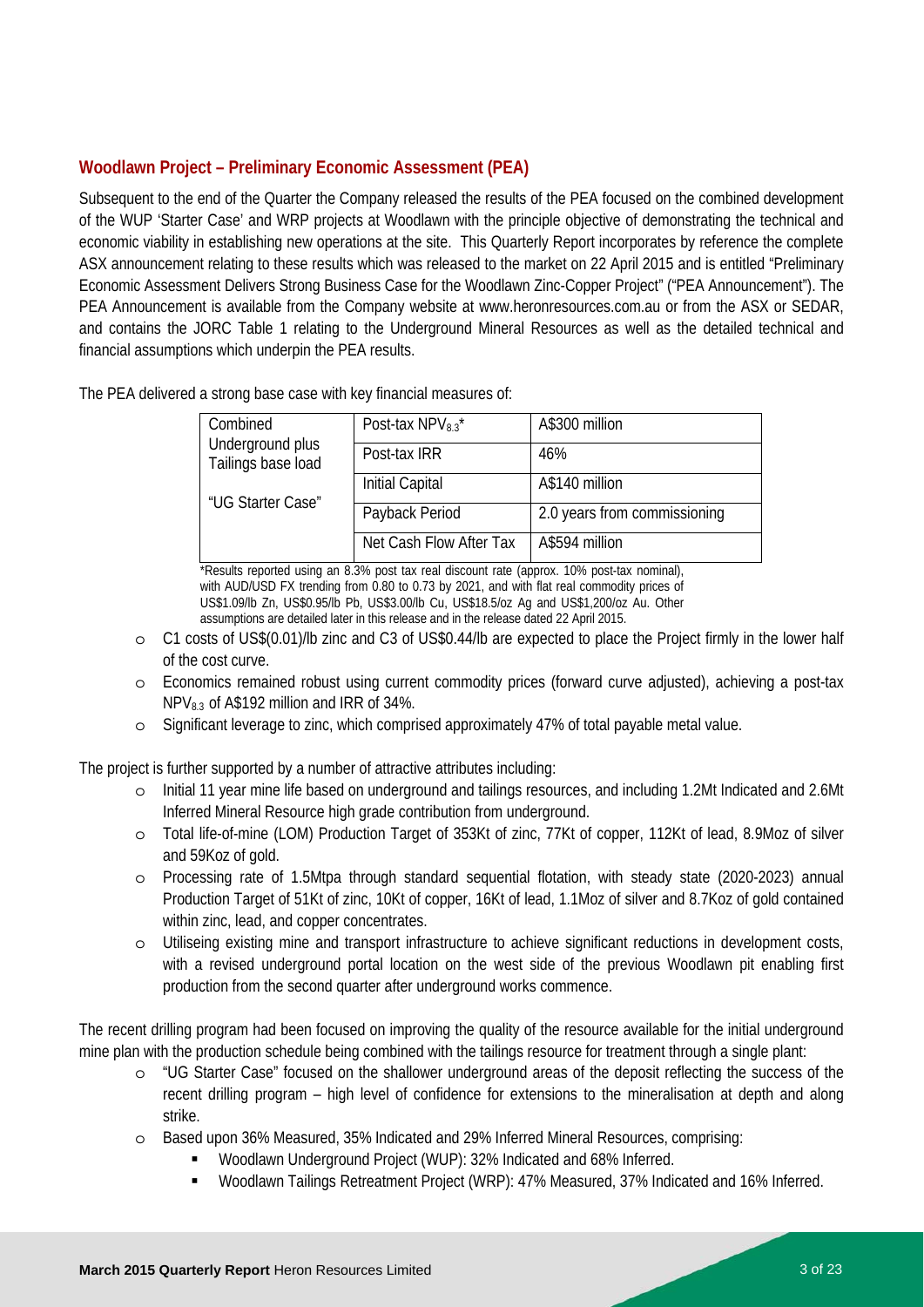## Woodlawn Project – Preliminary Economic Assessment (PEA)

Subsequent to the end of the Quarter the Company released the results of the PEA focused on the combined development of the WUP 'Starter Case' and WRP projects at Woodlawn with the principle objective of demonstrating the technical and economic viability in establishing new operations at the site. This Quarterly Report incorporates by reference the complete ASX announcement relating to these results which was released to the market on 22 April 2015 and is entitled "Preliminary Economic Assessment Delivers Strong Business Case for the Woodlawn Zinc-Copper Project" ("PEA Announcement"). The PEA Announcement is available from the Company website at www.heronresources.com.au or from the ASX or SEDAR, and contains the JORC Table 1 relating to the Underground Mineral Resources as well as the detailed technical and financial assumptions which underpin the PEA results.

The PEA delivered a strong base case with key financial measures of:

| Combined Underground plus Tailings base load "UG Starter Case" | Post-tax $NPV_{8.3}$* | A$300 million |
|---|---|---|
| | Post-tax IRR | 46% |
| | Initial Capital | A$140 million |
| | Payback Period | 2.0 years from commissioning |
| | Net Cash Flow After Tax | A$594 million |

*Results reported using an 8.3% post tax real discount rate (approx. 10% post-tax nominal), with AUD/USD FX trending from 0.80 to 0.73 by 2021, and with flat real commodity prices of US$1.09/lb Zn, US$0.95/lb Pb, US$3.00/lb Cu, US$18.5/oz Ag and US$1,200/oz Au. Other assumptions are detailed later in this release and in the release dated 22 April 2015.

- C1 costs of US$(0.01)/lb zinc and C3 of US$0.44/lb are expected to place the Project firmly in the lower half of the cost curve.
- Economics remained robust using current commodity prices (forward curve adjusted), achieving a post-tax $NPV_{8.3}$ of A$192 million and IRR of 34%.
- Significant leverage to zinc, which comprised approximately 47% of total payable metal value.

The project is further supported by a number of attractive attributes including:

- Initial 11 year mine life based on underground and tailings resources, and including 1.2Mt Indicated and 2.6Mt Inferred Mineral Resource high grade contribution from underground.
- Total life-of-mine (LOM) Production Target of 353Kt of zinc, 77Kt of copper, 112Kt of lead, 8.9Moz of silver and 59Koz of gold.
- Processing rate of 1.5Mtpa through standard sequential flotation, with steady state (2020-2023) annual Production Target of 51Kt of zinc, 10Kt of copper, 16Kt of lead, 1.1Moz of silver and 8.7Koz of gold contained within zinc, lead, and copper concentrates.
- Utiliseing existing mine and transport infrastructure to achieve significant reductions in development costs, with a revised underground portal location on the west side of the previous Woodlawn pit enabling first production from the second quarter after underground works commence.

The recent drilling program had been focused on improving the quality of the resource available for the initial underground mine plan with the production schedule being combined with the tailings resource for treatment through a single plant:

- "UG Starter Case" focused on the shallower underground areas of the deposit reflecting the success of the recent drilling program – high level of confidence for extensions to the mineralisation at depth and along strike.
- Based upon 36% Measured, 35% Indicated and 29% Inferred Mineral Resources, comprising:
  - Woodlawn Underground Project (WUP): 32% Indicated and 68% Inferred.
  - Woodlawn Tailings Retreatment Project (WRP): 47% Measured, 37% Indicated and 16% Inferred.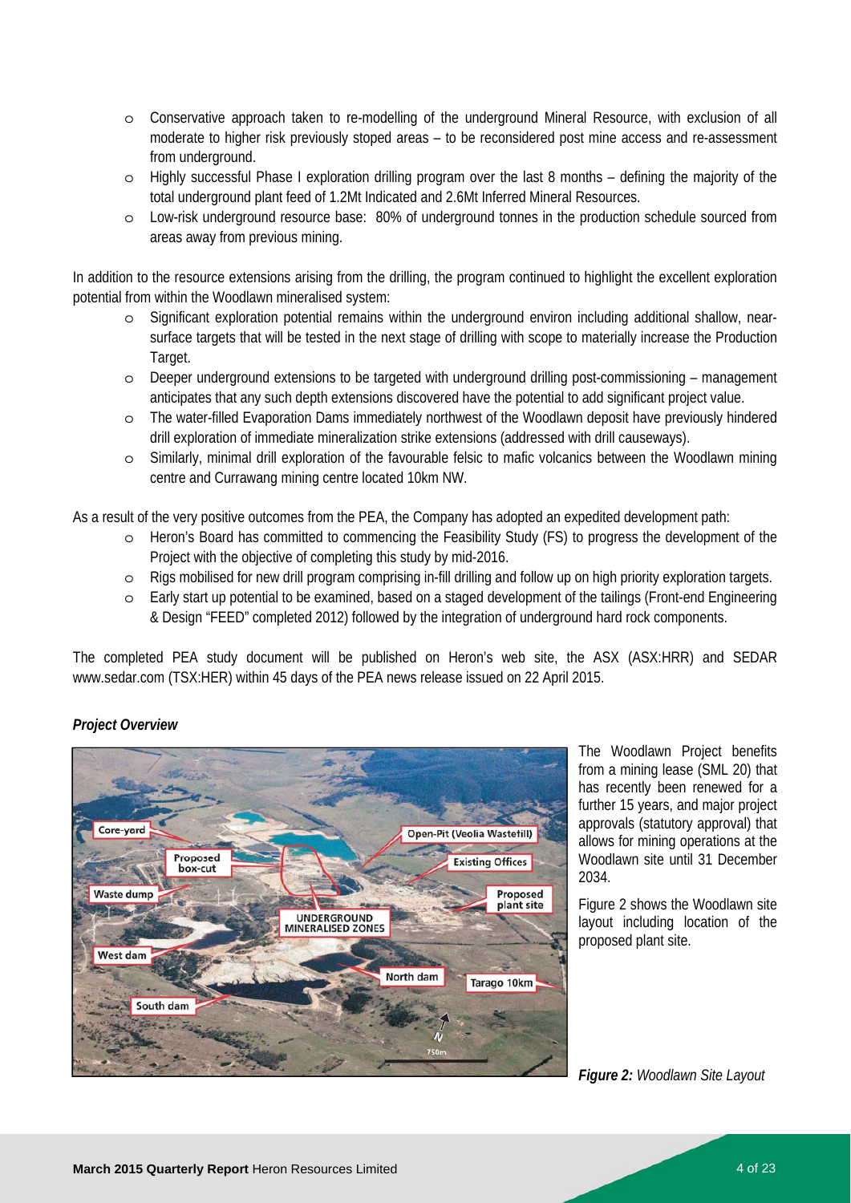- Conservative approach taken to re-modelling of the underground Mineral Resource, with exclusion of all moderate to higher risk previously stoped areas – to be reconsidered post mine access and re-assessment from underground.
- Highly successful Phase I exploration drilling program over the last 8 months – defining the majority of the total underground plant feed of 1.2Mt Indicated and 2.6Mt Inferred Mineral Resources.
- Low-risk underground resource base: 80% of underground tonnes in the production schedule sourced from areas away from previous mining.

In addition to the resource extensions arising from the drilling, the program continued to highlight the excellent exploration potential from within the Woodlawn mineralised system:

- Significant exploration potential remains within the underground environ including additional shallow, near-surface targets that will be tested in the next stage of drilling with scope to materially increase the Production Target.
- Deeper underground extensions to be targeted with underground drilling post-commissioning – management anticipates that any such depth extensions discovered have the potential to add significant project value.
- The water-filled Evaporation Dams immediately northwest of the Woodlawn deposit have previously hindered drill exploration of immediate mineralization strike extensions (addressed with drill causeways).
- Similarly, minimal drill exploration of the favourable felsic to mafic volcanics between the Woodlawn mining centre and Currawang mining centre located 10km NW.

As a result of the very positive outcomes from the PEA, the Company has adopted an expedited development path:

- Heron's Board has committed to commencing the Feasibility Study (FS) to progress the development of the Project with the objective of completing this study by mid-2016.
- Rigs mobilised for new drill program comprising in-fill drilling and follow up on high priority exploration targets.
- Early start up potential to be examined, based on a staged development of the tailings (Front-end Engineering & Design "FEED" completed 2012) followed by the integration of underground hard rock components.

The completed PEA study document will be published on Heron's web site, the ASX (ASX:HRR) and SEDAR www.sedar.com (TSX:HER) within 45 days of the PEA news release issued on 22 April 2015.

***Project Overview***

The Woodlawn Project benefits from a mining lease (SML 20) that has recently been renewed for a further 15 years, and major project approvals (statutory approval) that allows for mining operations at the Woodlawn site until 31 December 2034.

Figure 2 shows the Woodlawn site layout including location of the proposed plant site.

***Figure 2:*** *Woodlawn Site Layout*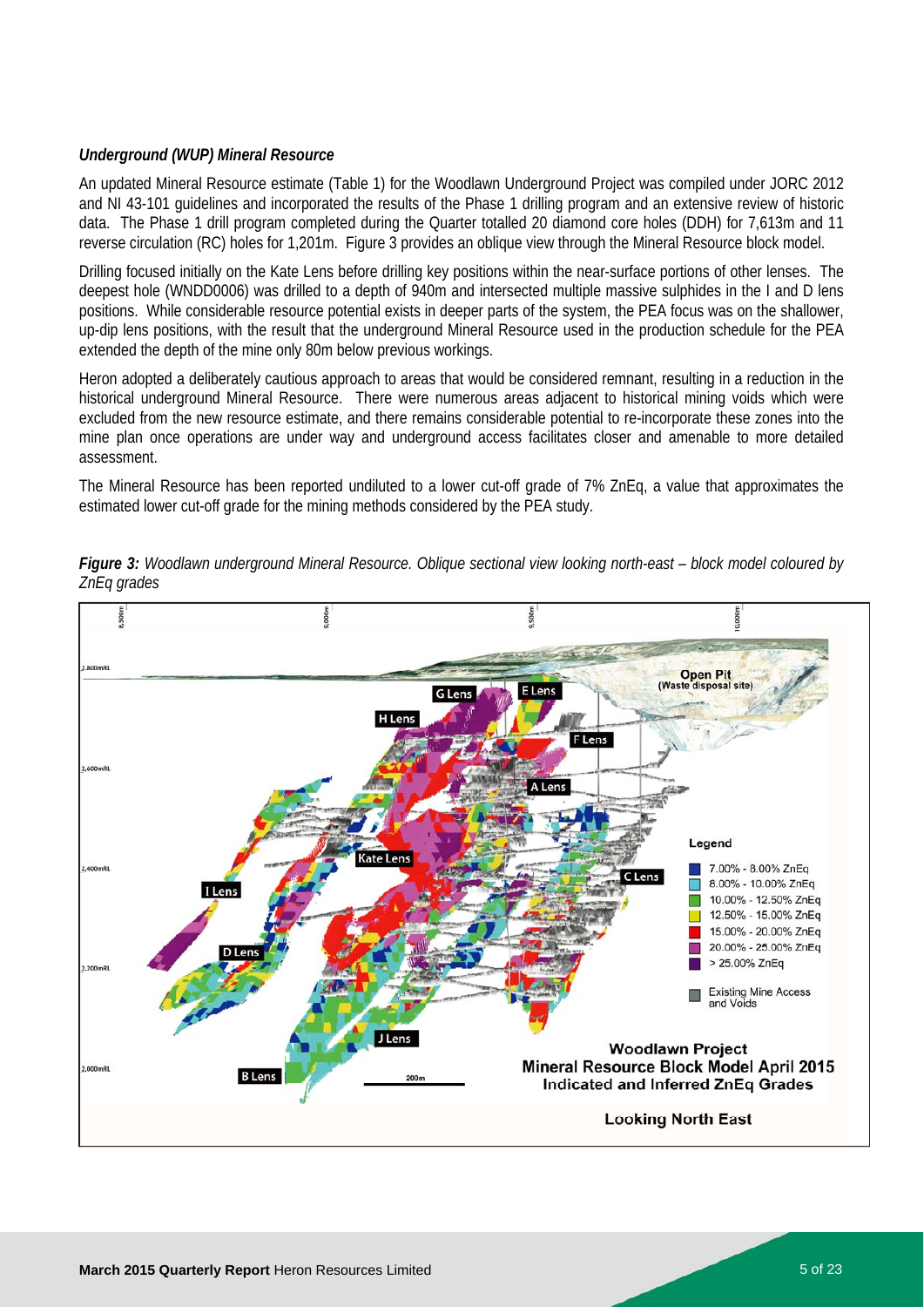### *Underground (WUP) Mineral Resource*

An updated Mineral Resource estimate (Table 1) for the Woodlawn Underground Project was compiled under JORC 2012 and NI 43-101 guidelines and incorporated the results of the Phase 1 drilling program and an extensive review of historic data. The Phase 1 drill program completed during the Quarter totalled 20 diamond core holes (DDH) for 7,613m and 11 reverse circulation (RC) holes for 1,201m. Figure 3 provides an oblique view through the Mineral Resource block model.

Drilling focused initially on the Kate Lens before drilling key positions within the near-surface portions of other lenses. The deepest hole (WNDD0006) was drilled to a depth of 940m and intersected multiple massive sulphides in the I and D lens positions. While considerable resource potential exists in deeper parts of the system, the PEA focus was on the shallower, up-dip lens positions, with the result that the underground Mineral Resource used in the production schedule for the PEA extended the depth of the mine only 80m below previous workings.

Heron adopted a deliberately cautious approach to areas that would be considered remnant, resulting in a reduction in the historical underground Mineral Resource. There were numerous areas adjacent to historical mining voids which were excluded from the new resource estimate, and there remains considerable potential to re-incorporate these zones into the mine plan once operations are under way and underground access facilitates closer and amenable to more detailed assessment.

The Mineral Resource has been reported undiluted to a lower cut-off grade of 7% ZnEq, a value that approximates the estimated lower cut-off grade for the mining methods considered by the PEA study.

***Figure 3:*** *Woodlawn underground Mineral Resource. Oblique sectional view looking north-east – block model coloured by ZnEq grades*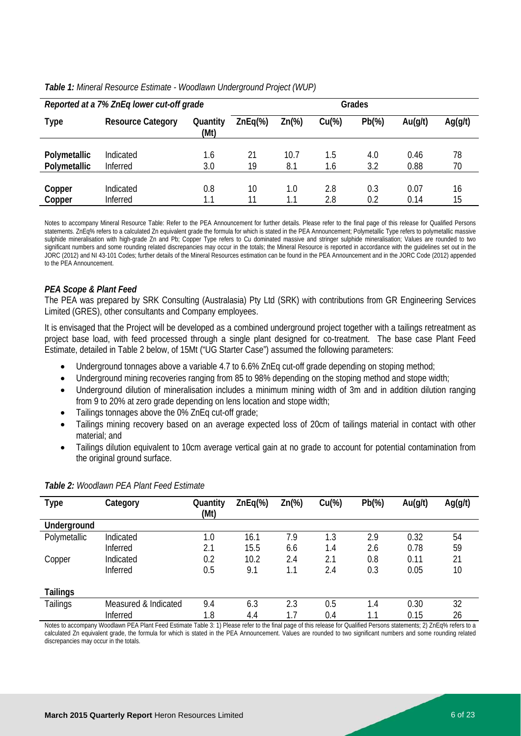*Table 1: Mineral Resource Estimate - Woodlawn Underground Project (WUP)*

| *Reported at a 7% ZnEq lower cut-off grade* | | | Grades | | | | | |
|---|---|---|---|---|---|---|---|---|
| Type | Resource Category | Quantity (Mt) | ZnEq(%) | Zn(%) | Cu(%) | Pb(%) | Au(g/t) | Ag(g/t) |
| **Polymetallic** | Indicated | 1.6 | 21 | 10.7 | 1.5 | 4.0 | 0.46 | 78 |
| **Polymetallic** | Inferred | 3.0 | 19 | 8.1 | 1.6 | 3.2 | 0.88 | 70 |
| **Copper** | Indicated | 0.8 | 10 | 1.0 | 2.8 | 0.3 | 0.07 | 16 |
| **Copper** | Inferred | 1.1 | 11 | 1.1 | 2.8 | 0.2 | 0.14 | 15 |

Notes to accompany Mineral Resource Table: Refer to the PEA Announcement for further details. Please refer to the final page of this release for Qualified Persons statements. ZnEq% refers to a calculated Zn equivalent grade the formula for which is stated in the PEA Announcement; Polymetallic Type refers to polymetallic massive sulphide mineralisation with high-grade Zn and Pb; Copper Type refers to Cu dominated massive and stringer sulphide mineralisation; Values are rounded to two significant numbers and some rounding related discrepancies may occur in the totals; the Mineral Resource is reported in accordance with the guidelines set out in the JORC (2012) and NI 43-101 Codes; further details of the Mineral Resources estimation can be found in the PEA Announcement and in the JORC Code (2012) appended to the PEA Announcement.

### *PEA Scope & Plant Feed*

The PEA was prepared by SRK Consulting (Australasia) Pty Ltd (SRK) with contributions from GR Engineering Services Limited (GRES), other consultants and Company employees.

It is envisaged that the Project will be developed as a combined underground project together with a tailings retreatment as project base load, with feed processed through a single plant designed for co-treatment. The base case Plant Feed Estimate, detailed in Table 2 below, of 15Mt ("UG Starter Case") assumed the following parameters:

- Underground tonnages above a variable 4.7 to 6.6% ZnEq cut-off grade depending on stoping method;
- Underground mining recoveries ranging from 85 to 98% depending on the stoping method and stope width;
- Underground dilution of mineralisation includes a minimum mining width of 3m and in addition dilution ranging from 9 to 20% at zero grade depending on lens location and stope width;
- Tailings tonnages above the 0% ZnEq cut-off grade;
- Tailings mining recovery based on an average expected loss of 20cm of tailings material in contact with other material; and
- Tailings dilution equivalent to 10cm average vertical gain at no grade to account for potential contamination from the original ground surface.

*Table 2: Woodlawn PEA Plant Feed Estimate*

| Type | Category | Quantity (Mt) | ZnEq(%) | Zn(%) | Cu(%) | Pb(%) | Au(g/t) | Ag(g/t) |
|---|---|---|---|---|---|---|---|---|
| **Underground** | | | | | | | | |
| Polymetallic | Indicated | 1.0 | 16.1 | 7.9 | 1.3 | 2.9 | 0.32 | 54 |
| | Inferred | 2.1 | 15.5 | 6.6 | 1.4 | 2.6 | 0.78 | 59 |
| Copper | Indicated | 0.2 | 10.2 | 2.4 | 2.1 | 0.8 | 0.11 | 21 |
| | Inferred | 0.5 | 9.1 | 1.1 | 2.4 | 0.3 | 0.05 | 10 |
| **Tailings** | | | | | | | | |
| Tailings | Measured & Indicated | 9.4 | 6.3 | 2.3 | 0.5 | 1.4 | 0.30 | 32 |
| | Inferred | 1.8 | 4.4 | 1.7 | 0.4 | 1.1 | 0.15 | 26 |

Notes to accompany Woodlawn PEA Plant Feed Estimate Table 3: 1) Please refer to the final page of this release for Qualified Persons statements; 2) ZnEq% refers to a calculated Zn equivalent grade, the formula for which is stated in the PEA Announcement. Values are rounded to two significant numbers and some rounding related discrepancies may occur in the totals.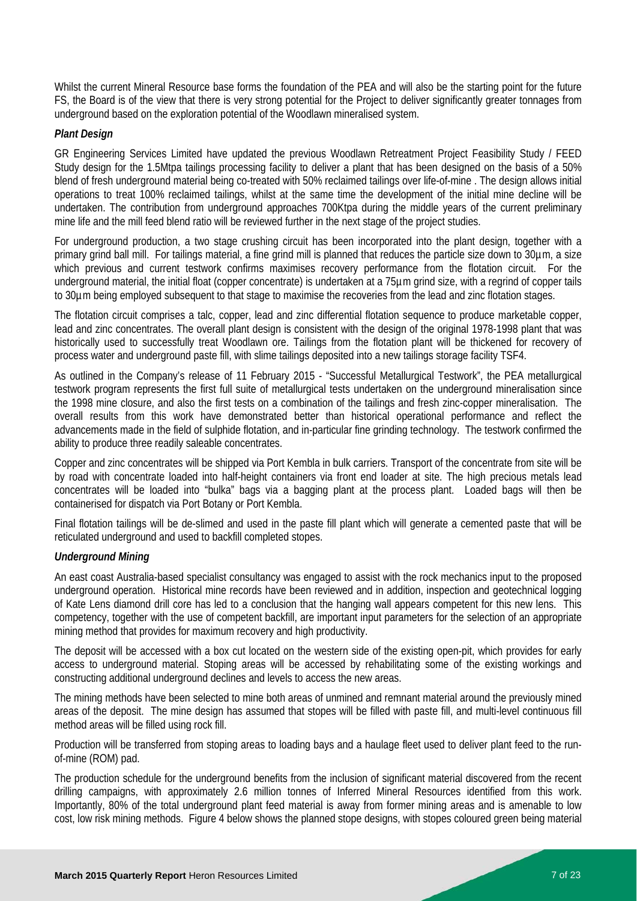Whilst the current Mineral Resource base forms the foundation of the PEA and will also be the starting point for the future FS, the Board is of the view that there is very strong potential for the Project to deliver significantly greater tonnages from underground based on the exploration potential of the Woodlawn mineralised system.

***Plant Design***

GR Engineering Services Limited have updated the previous Woodlawn Retreatment Project Feasibility Study / FEED Study design for the 1.5Mtpa tailings processing facility to deliver a plant that has been designed on the basis of a 50% blend of fresh underground material being co-treated with 50% reclaimed tailings over life-of-mine . The design allows initial operations to treat 100% reclaimed tailings, whilst at the same time the development of the initial mine decline will be undertaken. The contribution from underground approaches 700Ktpa during the middle years of the current preliminary mine life and the mill feed blend ratio will be reviewed further in the next stage of the project studies.

For underground production, a two stage crushing circuit has been incorporated into the plant design, together with a primary grind ball mill. For tailings material, a fine grind mill is planned that reduces the particle size down to 30µm, a size which previous and current testwork confirms maximises recovery performance from the flotation circuit. For the underground material, the initial float (copper concentrate) is undertaken at a 75µm grind size, with a regrind of copper tails to 30µm being employed subsequent to that stage to maximise the recoveries from the lead and zinc flotation stages.

The flotation circuit comprises a talc, copper, lead and zinc differential flotation sequence to produce marketable copper, lead and zinc concentrates. The overall plant design is consistent with the design of the original 1978-1998 plant that was historically used to successfully treat Woodlawn ore. Tailings from the flotation plant will be thickened for recovery of process water and underground paste fill, with slime tailings deposited into a new tailings storage facility TSF4.

As outlined in the Company's release of 11 February 2015 - "Successful Metallurgical Testwork", the PEA metallurgical testwork program represents the first full suite of metallurgical tests undertaken on the underground mineralisation since the 1998 mine closure, and also the first tests on a combination of the tailings and fresh zinc-copper mineralisation. The overall results from this work have demonstrated better than historical operational performance and reflect the advancements made in the field of sulphide flotation, and in-particular fine grinding technology. The testwork confirmed the ability to produce three readily saleable concentrates.

Copper and zinc concentrates will be shipped via Port Kembla in bulk carriers. Transport of the concentrate from site will be by road with concentrate loaded into half-height containers via front end loader at site. The high precious metals lead concentrates will be loaded into "bulka" bags via a bagging plant at the process plant. Loaded bags will then be containerised for dispatch via Port Botany or Port Kembla.

Final flotation tailings will be de-slimed and used in the paste fill plant which will generate a cemented paste that will be reticulated underground and used to backfill completed stopes.

***Underground Mining***

An east coast Australia-based specialist consultancy was engaged to assist with the rock mechanics input to the proposed underground operation. Historical mine records have been reviewed and in addition, inspection and geotechnical logging of Kate Lens diamond drill core has led to a conclusion that the hanging wall appears competent for this new lens. This competency, together with the use of competent backfill, are important input parameters for the selection of an appropriate mining method that provides for maximum recovery and high productivity.

The deposit will be accessed with a box cut located on the western side of the existing open-pit, which provides for early access to underground material. Stoping areas will be accessed by rehabilitating some of the existing workings and constructing additional underground declines and levels to access the new areas.

The mining methods have been selected to mine both areas of unmined and remnant material around the previously mined areas of the deposit. The mine design has assumed that stopes will be filled with paste fill, and multi-level continuous fill method areas will be filled using rock fill.

Production will be transferred from stoping areas to loading bays and a haulage fleet used to deliver plant feed to the run-of-mine (ROM) pad.

The production schedule for the underground benefits from the inclusion of significant material discovered from the recent drilling campaigns, with approximately 2.6 million tonnes of Inferred Mineral Resources identified from this work. Importantly, 80% of the total underground plant feed material is away from former mining areas and is amenable to low cost, low risk mining methods. Figure 4 below shows the planned stope designs, with stopes coloured green being material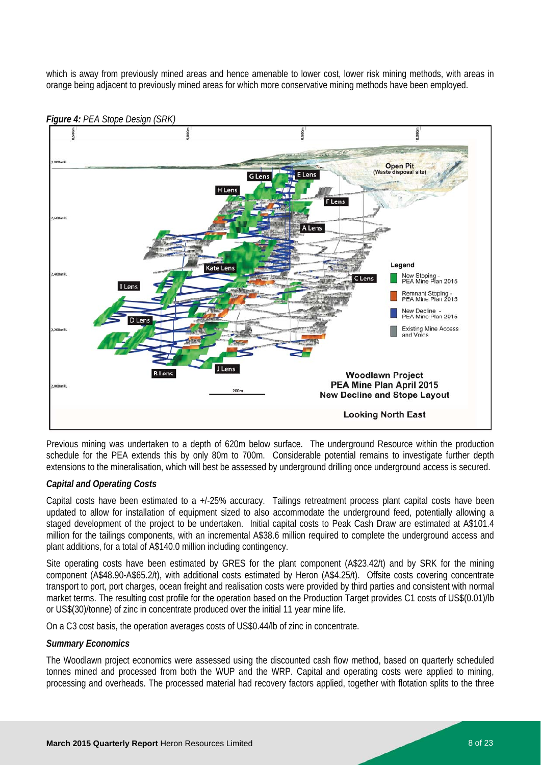which is away from previously mined areas and hence amenable to lower cost, lower risk mining methods, with areas in orange being adjacent to previously mined areas for which more conservative mining methods have been employed.

***Figure 4:*** *PEA Stope Design (SRK)*

Previous mining was undertaken to a depth of 620m below surface. The underground Resource within the production schedule for the PEA extends this by only 80m to 700m. Considerable potential remains to investigate further depth extensions to the mineralisation, which will best be assessed by underground drilling once underground access is secured.

### *Capital and Operating Costs*

Capital costs have been estimated to a +/-25% accuracy. Tailings retreatment process plant capital costs have been updated to allow for installation of equipment sized to also accommodate the underground feed, potentially allowing a staged development of the project to be undertaken. Initial capital costs to Peak Cash Draw are estimated at A$101.4 million for the tailings components, with an incremental A$38.6 million required to complete the underground access and plant additions, for a total of A$140.0 million including contingency.

Site operating costs have been estimated by GRES for the plant component (A$23.42/t) and by SRK for the mining component (A$48.90-A$65.2/t), with additional costs estimated by Heron (A$4.25/t). Offsite costs covering concentrate transport to port, port charges, ocean freight and realisation costs were provided by third parties and consistent with normal market terms. The resulting cost profile for the operation based on the Production Target provides C1 costs of US$(0.01)/lb or US$(30)/tonne) of zinc in concentrate produced over the initial 11 year mine life.

On a C3 cost basis, the operation averages costs of US$0.44/lb of zinc in concentrate.

### *Summary Economics*

The Woodlawn project economics were assessed using the discounted cash flow method, based on quarterly scheduled tonnes mined and processed from both the WUP and the WRP. Capital and operating costs were applied to mining, processing and overheads. The processed material had recovery factors applied, together with flotation splits to the three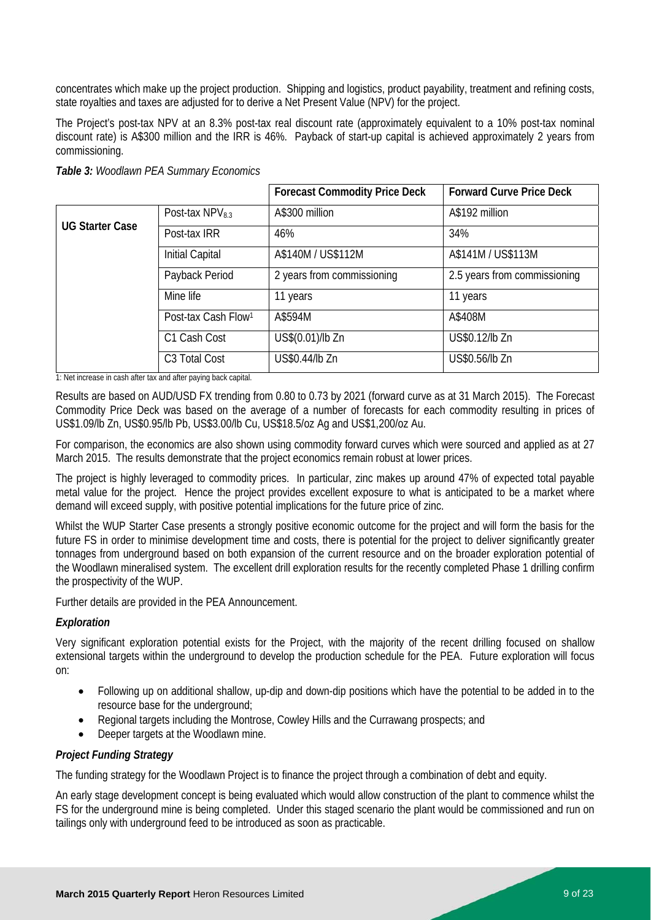concentrates which make up the project production. Shipping and logistics, product payability, treatment and refining costs, state royalties and taxes are adjusted for to derive a Net Present Value (NPV) for the project.

The Project's post-tax NPV at an 8.3% post-tax real discount rate (approximately equivalent to a 10% post-tax nominal discount rate) is A$300 million and the IRR is 46%. Payback of start-up capital is achieved approximately 2 years from commissioning.

***Table 3:*** *Woodlawn PEA Summary Economics*

| | | Forecast Commodity Price Deck | Forward Curve Price Deck |
|---|---|---|---|
| **UG Starter Case** | Post-tax $NPV_{8.3}$ | A$300 million | A$192 million |
| | Post-tax IRR | 46% | 34% |
| | Initial Capital | A$140M / US$112M | A$141M / US$113M |
| | Payback Period | 2 years from commissioning | 2.5 years from commissioning |
| | Mine life | 11 years | 11 years |
| | Post-tax Cash Flow[1] | A$594M | A$408M |
| | C1 Cash Cost | US$(0.01)/lb Zn | US$0.12/lb Zn |
| | C3 Total Cost | US$0.44/lb Zn | US$0.56/lb Zn |

1: Net increase in cash after tax and after paying back capital.

Results are based on AUD/USD FX trending from 0.80 to 0.73 by 2021 (forward curve as at 31 March 2015). The Forecast Commodity Price Deck was based on the average of a number of forecasts for each commodity resulting in prices of US$1.09/lb Zn, US$0.95/lb Pb, US$3.00/lb Cu, US$18.5/oz Ag and US$1,200/oz Au.

For comparison, the economics are also shown using commodity forward curves which were sourced and applied as at 27 March 2015. The results demonstrate that the project economics remain robust at lower prices.

The project is highly leveraged to commodity prices. In particular, zinc makes up around 47% of expected total payable metal value for the project. Hence the project provides excellent exposure to what is anticipated to be a market where demand will exceed supply, with positive potential implications for the future price of zinc.

Whilst the WUP Starter Case presents a strongly positive economic outcome for the project and will form the basis for the future FS in order to minimise development time and costs, there is potential for the project to deliver significantly greater tonnages from underground based on both expansion of the current resource and on the broader exploration potential of the Woodlawn mineralised system. The excellent drill exploration results for the recently completed Phase 1 drilling confirm the prospectivity of the WUP.

Further details are provided in the PEA Announcement.

### *Exploration*

Very significant exploration potential exists for the Project, with the majority of the recent drilling focused on shallow extensional targets within the underground to develop the production schedule for the PEA. Future exploration will focus on:

- Following up on additional shallow, up-dip and down-dip positions which have the potential to be added in to the resource base for the underground;
- Regional targets including the Montrose, Cowley Hills and the Currawang prospects; and
- Deeper targets at the Woodlawn mine.

### *Project Funding Strategy*

The funding strategy for the Woodlawn Project is to finance the project through a combination of debt and equity.

An early stage development concept is being evaluated which would allow construction of the plant to commence whilst the FS for the underground mine is being completed. Under this staged scenario the plant would be commissioned and run on tailings only with underground feed to be introduced as soon as practicable.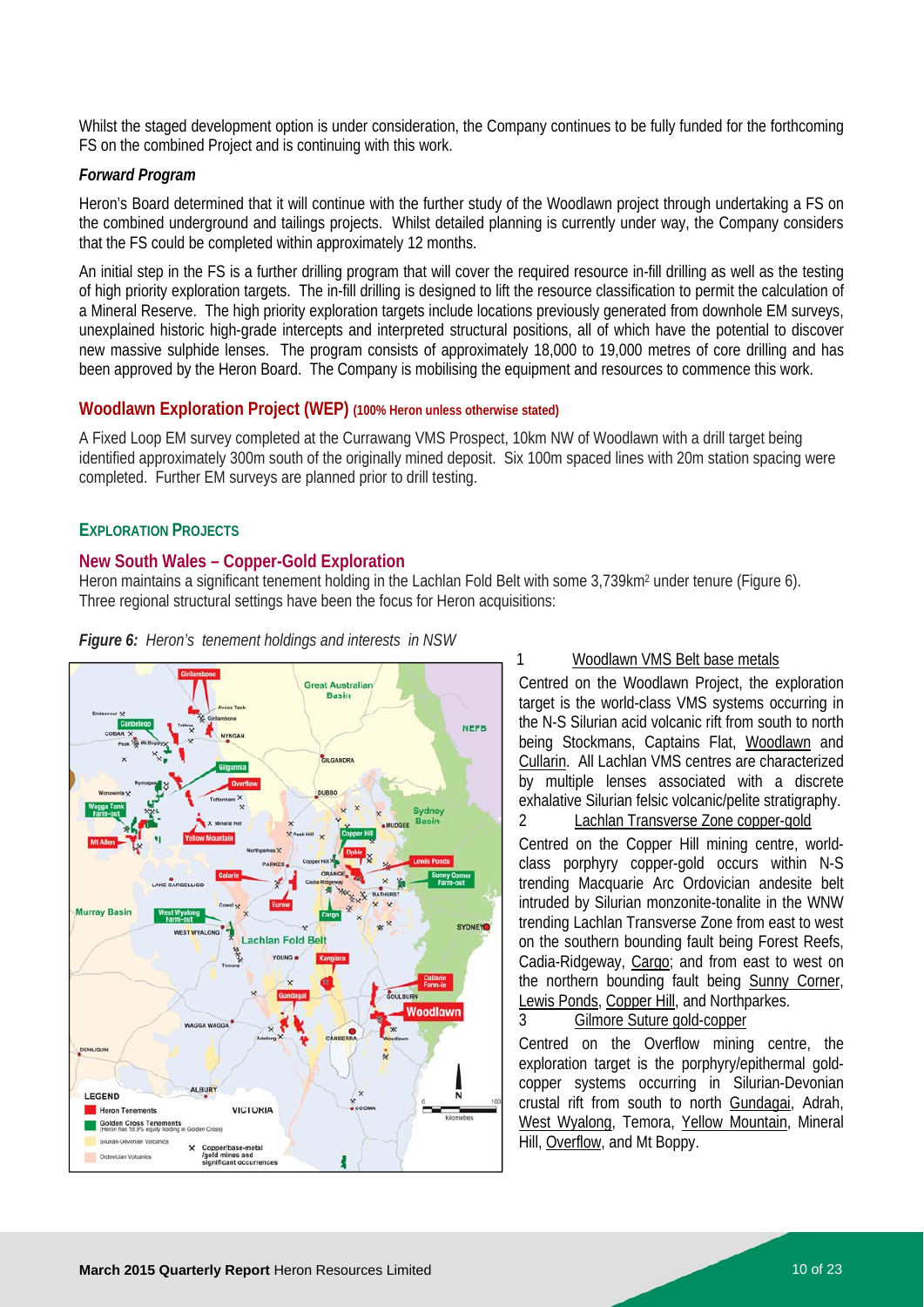Whilst the staged development option is under consideration, the Company continues to be fully funded for the forthcoming FS on the combined Project and is continuing with this work.

***Forward Program***

Heron's Board determined that it will continue with the further study of the Woodlawn project through undertaking a FS on the combined underground and tailings projects. Whilst detailed planning is currently under way, the Company considers that the FS could be completed within approximately 12 months.

An initial step in the FS is a further drilling program that will cover the required resource in-fill drilling as well as the testing of high priority exploration targets. The in-fill drilling is designed to lift the resource classification to permit the calculation of a Mineral Reserve. The high priority exploration targets include locations previously generated from downhole EM surveys, unexplained historic high-grade intercepts and interpreted structural positions, all of which have the potential to discover new massive sulphide lenses. The program consists of approximately 18,000 to 19,000 metres of core drilling and has been approved by the Heron Board. The Company is mobilising the equipment and resources to commence this work.

## Woodlawn Exploration Project (WEP) (100% Heron unless otherwise stated)

A Fixed Loop EM survey completed at the Currawang VMS Prospect, 10km NW of Woodlawn with a drill target being identified approximately 300m south of the originally mined deposit. Six 100m spaced lines with 20m station spacing were completed. Further EM surveys are planned prior to drill testing.

## EXPLORATION PROJECTS

### New South Wales – Copper-Gold Exploration

Heron maintains a significant tenement holding in the Lachlan Fold Belt with some 3,739km[2] under tenure (Figure 6). Three regional structural settings have been the focus for Heron acquisitions:

***Figure 6:*** *Heron's tenement holdings and interests in NSW*

1. Woodlawn VMS Belt base metals

Centred on the Woodlawn Project, the exploration target is the world-class VMS systems occurring in the N-S Silurian acid volcanic rift from south to north being Stockmans, Captains Flat, Woodlawn and Cullarin. All Lachlan VMS centres are characterized by multiple lenses associated with a discrete exhalative Silurian felsic volcanic/pelite stratigraphy.

2. Lachlan Transverse Zone copper-gold

Centred on the Copper Hill mining centre, world-class porphyry copper-gold occurs within N-S trending Macquarie Arc Ordovician andesite belt intruded by Silurian monzonite-tonalite in the WNW trending Lachlan Transverse Zone from east to west on the southern bounding fault being Forest Reefs, Cadia-Ridgeway, Cargo; and from east to west on the northern bounding fault being Sunny Corner, Lewis Ponds, Copper Hill, and Northparkes.

3. Gilmore Suture gold-copper

Centred on the Overflow mining centre, the exploration target is the porphyry/epithermal gold-copper systems occurring in Silurian-Devonian crustal rift from south to north Gundagai, Adrah, West Wyalong, Temora, Yellow Mountain, Mineral Hill, Overflow, and Mt Boppy.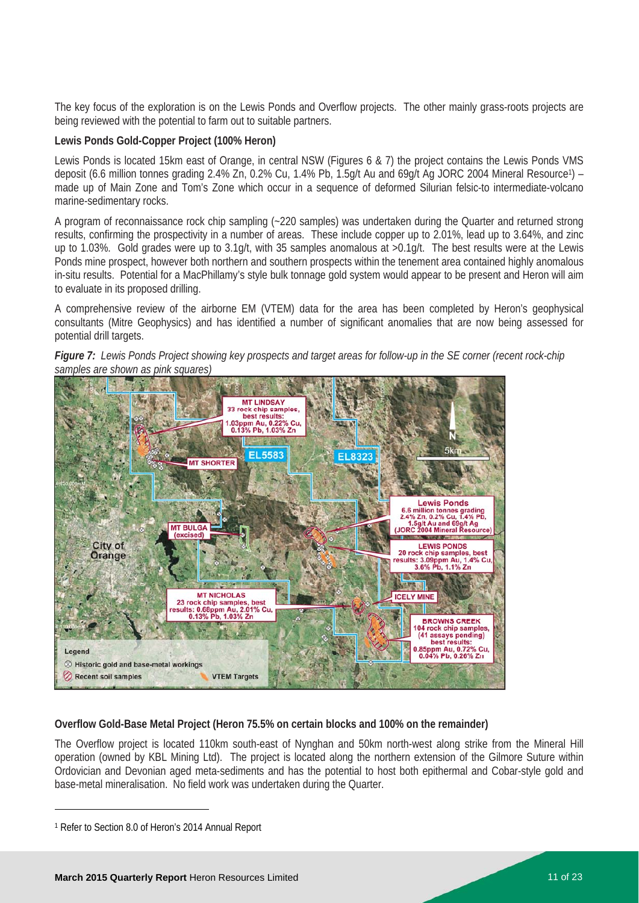The key focus of the exploration is on the Lewis Ponds and Overflow projects. The other mainly grass-roots projects are being reviewed with the potential to farm out to suitable partners.

**Lewis Ponds Gold-Copper Project (100% Heron)**

Lewis Ponds is located 15km east of Orange, in central NSW (Figures 6 & 7) the project contains the Lewis Ponds VMS deposit (6.6 million tonnes grading 2.4% Zn, 0.2% Cu, 1.4% Pb, 1.5g/t Au and 69g/t Ag JORC 2004 Mineral Resource[1]) – made up of Main Zone and Tom's Zone which occur in a sequence of deformed Silurian felsic-to intermediate-volcano marine-sedimentary rocks.

A program of reconnaissance rock chip sampling (~220 samples) was undertaken during the Quarter and returned strong results, confirming the prospectivity in a number of areas. These include copper up to 2.01%, lead up to 3.64%, and zinc up to 1.03%. Gold grades were up to 3.1g/t, with 35 samples anomalous at >0.1g/t. The best results were at the Lewis Ponds mine prospect, however both northern and southern prospects within the tenement area contained highly anomalous in-situ results. Potential for a MacPhillamy's style bulk tonnage gold system would appear to be present and Heron will aim to evaluate in its proposed drilling.

A comprehensive review of the airborne EM (VTEM) data for the area has been completed by Heron's geophysical consultants (Mitre Geophysics) and has identified a number of significant anomalies that are now being assessed for potential drill targets.

***Figure 7:*** *Lewis Ponds Project showing key prospects and target areas for follow-up in the SE corner (recent rock-chip samples are shown as pink squares)*

**Overflow Gold-Base Metal Project (Heron 75.5% on certain blocks and 100% on the remainder)**

The Overflow project is located 110km south-east of Nynghan and 50km north-west along strike from the Mineral Hill operation (owned by KBL Mining Ltd). The project is located along the northern extension of the Gilmore Suture within Ordovician and Devonian aged meta-sediments and has the potential to host both epithermal and Cobar-style gold and base-metal mineralisation. No field work was undertaken during the Quarter.

[1] Refer to Section 8.0 of Heron's 2014 Annual Report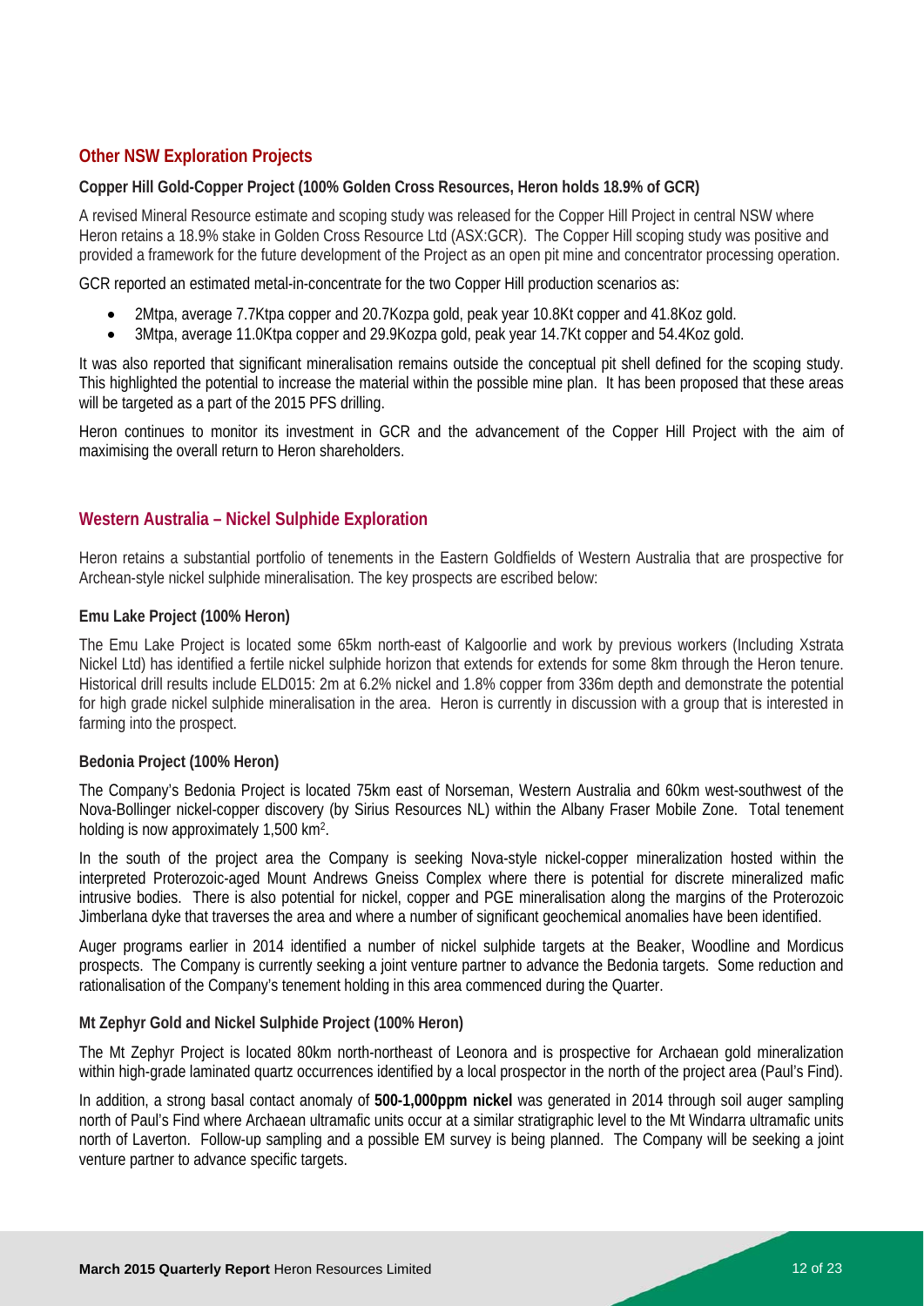## Other NSW Exploration Projects

**Copper Hill Gold-Copper Project (100% Golden Cross Resources, Heron holds 18.9% of GCR)**

A revised Mineral Resource estimate and scoping study was released for the Copper Hill Project in central NSW where Heron retains a 18.9% stake in Golden Cross Resource Ltd (ASX:GCR). The Copper Hill scoping study was positive and provided a framework for the future development of the Project as an open pit mine and concentrator processing operation.

GCR reported an estimated metal-in-concentrate for the two Copper Hill production scenarios as:

- 2Mtpa, average 7.7Ktpa copper and 20.7Kozpa gold, peak year 10.8Kt copper and 41.8Koz gold.
- 3Mtpa, average 11.0Ktpa copper and 29.9Kozpa gold, peak year 14.7Kt copper and 54.4Koz gold.

It was also reported that significant mineralisation remains outside the conceptual pit shell defined for the scoping study. This highlighted the potential to increase the material within the possible mine plan. It has been proposed that these areas will be targeted as a part of the 2015 PFS drilling.

Heron continues to monitor its investment in GCR and the advancement of the Copper Hill Project with the aim of maximising the overall return to Heron shareholders.

## Western Australia – Nickel Sulphide Exploration

Heron retains a substantial portfolio of tenements in the Eastern Goldfields of Western Australia that are prospective for Archean-style nickel sulphide mineralisation. The key prospects are escribed below:

**Emu Lake Project (100% Heron)**

The Emu Lake Project is located some 65km north-east of Kalgoorlie and work by previous workers (Including Xstrata Nickel Ltd) has identified a fertile nickel sulphide horizon that extends for extends for some 8km through the Heron tenure. Historical drill results include ELD015: 2m at 6.2% nickel and 1.8% copper from 336m depth and demonstrate the potential for high grade nickel sulphide mineralisation in the area. Heron is currently in discussion with a group that is interested in farming into the prospect.

**Bedonia Project (100% Heron)**

The Company's Bedonia Project is located 75km east of Norseman, Western Australia and 60km west-southwest of the Nova-Bollinger nickel-copper discovery (by Sirius Resources NL) within the Albany Fraser Mobile Zone. Total tenement holding is now approximately 1,500 km$^2$.

In the south of the project area the Company is seeking Nova-style nickel-copper mineralization hosted within the interpreted Proterozoic-aged Mount Andrews Gneiss Complex where there is potential for discrete mineralized mafic intrusive bodies. There is also potential for nickel, copper and PGE mineralisation along the margins of the Proterozoic Jimberlana dyke that traverses the area and where a number of significant geochemical anomalies have been identified.

Auger programs earlier in 2014 identified a number of nickel sulphide targets at the Beaker, Woodline and Mordicus prospects. The Company is currently seeking a joint venture partner to advance the Bedonia targets. Some reduction and rationalisation of the Company's tenement holding in this area commenced during the Quarter.

**Mt Zephyr Gold and Nickel Sulphide Project (100% Heron)**

The Mt Zephyr Project is located 80km north-northeast of Leonora and is prospective for Archaean gold mineralization within high-grade laminated quartz occurrences identified by a local prospector in the north of the project area (Paul's Find).

In addition, a strong basal contact anomaly of **500-1,000ppm nickel** was generated in 2014 through soil auger sampling north of Paul's Find where Archaean ultramafic units occur at a similar stratigraphic level to the Mt Windarra ultramafic units north of Laverton. Follow-up sampling and a possible EM survey is being planned. The Company will be seeking a joint venture partner to advance specific targets.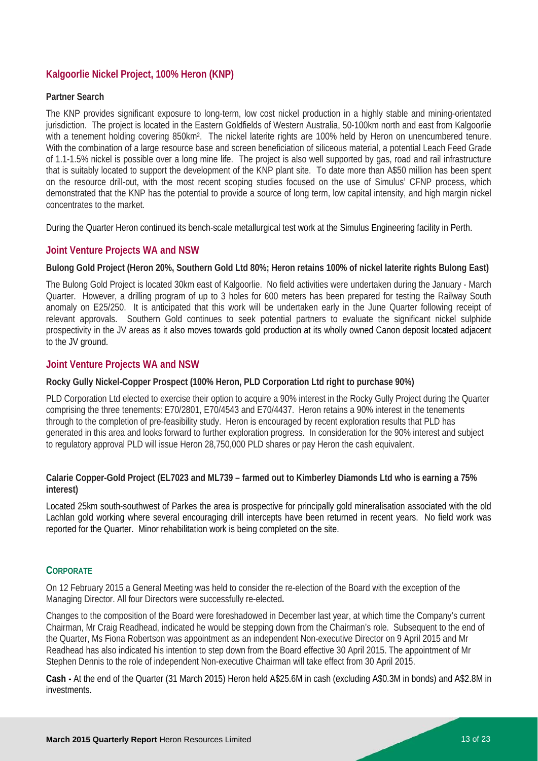## Kalgoorlie Nickel Project, 100% Heron (KNP)

### Partner Search

The KNP provides significant exposure to long-term, low cost nickel production in a highly stable and mining-orientated jurisdiction. The project is located in the Eastern Goldfields of Western Australia, 50-100km north and east from Kalgoorlie with a tenement holding covering 850km[2]. The nickel laterite rights are 100% held by Heron on unencumbered tenure. With the combination of a large resource base and screen beneficiation of siliceous material, a potential Leach Feed Grade of 1.1-1.5% nickel is possible over a long mine life. The project is also well supported by gas, road and rail infrastructure that is suitably located to support the development of the KNP plant site. To date more than A$50 million has been spent on the resource drill-out, with the most recent scoping studies focused on the use of Simulus' CFNP process, which demonstrated that the KNP has the potential to provide a source of long term, low capital intensity, and high margin nickel concentrates to the market.

During the Quarter Heron continued its bench-scale metallurgical test work at the Simulus Engineering facility in Perth.

## Joint Venture Projects WA and NSW

### Bulong Gold Project (Heron 20%, Southern Gold Ltd 80%; Heron retains 100% of nickel laterite rights Bulong East)

The Bulong Gold Project is located 30km east of Kalgoorlie. No field activities were undertaken during the January - March Quarter. However, a drilling program of up to 3 holes for 600 meters has been prepared for testing the Railway South anomaly on E25/250. It is anticipated that this work will be undertaken early in the June Quarter following receipt of relevant approvals. Southern Gold continues to seek potential partners to evaluate the significant nickel sulphide prospectivity in the JV areas as it also moves towards gold production at its wholly owned Canon deposit located adjacent to the JV ground.

## Joint Venture Projects WA and NSW

### Rocky Gully Nickel-Copper Prospect (100% Heron, PLD Corporation Ltd right to purchase 90%)

PLD Corporation Ltd elected to exercise their option to acquire a 90% interest in the Rocky Gully Project during the Quarter comprising the three tenements: E70/2801, E70/4543 and E70/4437. Heron retains a 90% interest in the tenements through to the completion of pre-feasibility study. Heron is encouraged by recent exploration results that PLD has generated in this area and looks forward to further exploration progress. In consideration for the 90% interest and subject to regulatory approval PLD will issue Heron 28,750,000 PLD shares or pay Heron the cash equivalent.

### Calarie Copper-Gold Project (EL7023 and ML739 – farmed out to Kimberley Diamonds Ltd who is earning a 75% interest)

Located 25km south-southwest of Parkes the area is prospective for principally gold mineralisation associated with the old Lachlan gold working where several encouraging drill intercepts have been returned in recent years. No field work was reported for the Quarter. Minor rehabilitation work is being completed on the site.

## CORPORATE

On 12 February 2015 a General Meeting was held to consider the re-election of the Board with the exception of the Managing Director. All four Directors were successfully re-elected**.**

Changes to the composition of the Board were foreshadowed in December last year, at which time the Company's current Chairman, Mr Craig Readhead, indicated he would be stepping down from the Chairman's role. Subsequent to the end of the Quarter, Ms Fiona Robertson was appointment as an independent Non-executive Director on 9 April 2015 and Mr Readhead has also indicated his intention to step down from the Board effective 30 April 2015. The appointment of Mr Stephen Dennis to the role of independent Non-executive Chairman will take effect from 30 April 2015.

**Cash -** At the end of the Quarter (31 March 2015) Heron held A$25.6M in cash (excluding A$0.3M in bonds) and A$2.8M in investments.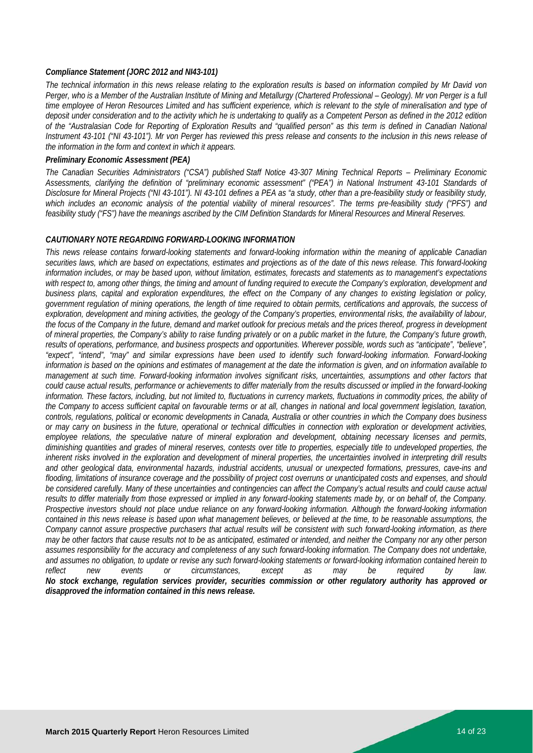***Compliance Statement (JORC 2012 and NI43-101)***

*The technical information in this news release relating to the exploration results is based on information compiled by Mr David von Perger, who is a Member of the Australian Institute of Mining and Metallurgy (Chartered Professional – Geology). Mr von Perger is a full time employee of Heron Resources Limited and has sufficient experience, which is relevant to the style of mineralisation and type of deposit under consideration and to the activity which he is undertaking to qualify as a Competent Person as defined in the 2012 edition of the "Australasian Code for Reporting of Exploration Results and "qualified person" as this term is defined in Canadian National Instrument 43-101 ("NI 43-101"). Mr von Perger has reviewed this press release and consents to the inclusion in this news release of the information in the form and context in which it appears.*

***Preliminary Economic Assessment (PEA)***

*The Canadian Securities Administrators ("CSA") published Staff Notice 43-307 Mining Technical Reports – Preliminary Economic Assessments, clarifying the definition of "preliminary economic assessment" ("PEA") in National Instrument 43-101 Standards of Disclosure for Mineral Projects ("NI 43-101"). NI 43-101 defines a PEA as "a study, other than a pre-feasibility study or feasibility study, which includes an economic analysis of the potential viability of mineral resources". The terms pre-feasibility study ("PFS") and feasibility study ("FS") have the meanings ascribed by the CIM Definition Standards for Mineral Resources and Mineral Reserves.*

***CAUTIONARY NOTE REGARDING FORWARD-LOOKING INFORMATION***

*This news release contains forward-looking statements and forward-looking information within the meaning of applicable Canadian securities laws, which are based on expectations, estimates and projections as of the date of this news release. This forward-looking information includes, or may be based upon, without limitation, estimates, forecasts and statements as to management's expectations with respect to, among other things, the timing and amount of funding required to execute the Company's exploration, development and business plans, capital and exploration expenditures, the effect on the Company of any changes to existing legislation or policy, government regulation of mining operations, the length of time required to obtain permits, certifications and approvals, the success of exploration, development and mining activities, the geology of the Company's properties, environmental risks, the availability of labour, the focus of the Company in the future, demand and market outlook for precious metals and the prices thereof, progress in development of mineral properties, the Company's ability to raise funding privately or on a public market in the future, the Company's future growth, results of operations, performance, and business prospects and opportunities. Wherever possible, words such as "anticipate", "believe", "expect", "intend", "may" and similar expressions have been used to identify such forward-looking information. Forward-looking information is based on the opinions and estimates of management at the date the information is given, and on information available to management at such time. Forward-looking information involves significant risks, uncertainties, assumptions and other factors that could cause actual results, performance or achievements to differ materially from the results discussed or implied in the forward-looking information. These factors, including, but not limited to, fluctuations in currency markets, fluctuations in commodity prices, the ability of the Company to access sufficient capital on favourable terms or at all, changes in national and local government legislation, taxation, controls, regulations, political or economic developments in Canada, Australia or other countries in which the Company does business or may carry on business in the future, operational or technical difficulties in connection with exploration or development activities, employee relations, the speculative nature of mineral exploration and development, obtaining necessary licenses and permits, diminishing quantities and grades of mineral reserves, contests over title to properties, especially title to undeveloped properties, the inherent risks involved in the exploration and development of mineral properties, the uncertainties involved in interpreting drill results and other geological data, environmental hazards, industrial accidents, unusual or unexpected formations, pressures, cave-ins and flooding, limitations of insurance coverage and the possibility of project cost overruns or unanticipated costs and expenses, and should be considered carefully. Many of these uncertainties and contingencies can affect the Company's actual results and could cause actual results to differ materially from those expressed or implied in any forward-looking statements made by, or on behalf of, the Company. Prospective investors should not place undue reliance on any forward-looking information. Although the forward-looking information contained in this news release is based upon what management believes, or believed at the time, to be reasonable assumptions, the Company cannot assure prospective purchasers that actual results will be consistent with such forward-looking information, as there may be other factors that cause results not to be as anticipated, estimated or intended, and neither the Company nor any other person assumes responsibility for the accuracy and completeness of any such forward-looking information. The Company does not undertake, and assumes no obligation, to update or revise any such forward-looking statements or forward-looking information contained herein to reflect new events or circumstances, except as may be required by law.*

***No stock exchange, regulation services provider, securities commission or other regulatory authority has approved or disapproved the information contained in this news release.***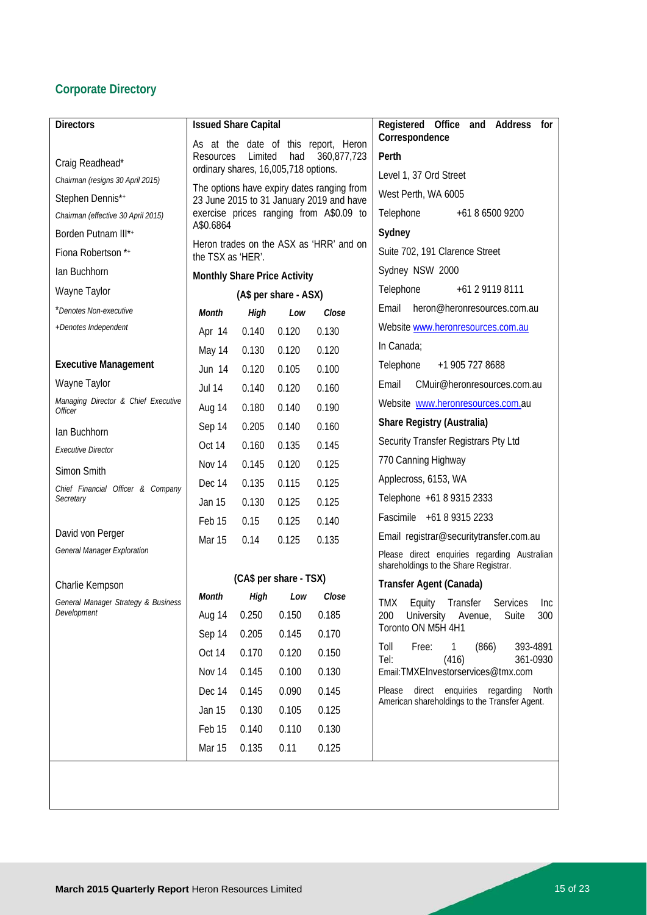## Corporate Directory

### Directors

Craig Readhead*

*Chairman (resigns 30 April 2015)*

Stephen Dennis*+

*Chairman (effective 30 April 2015)*

Borden Putnam III*+

Fiona Robertson *+

Ian Buchhorn

Wayne Taylor

**Denotes Non-executive*

*+Denotes Independent*

### Executive Management

Wayne Taylor

*Managing Director & Chief Executive Officer*

Ian Buchhorn

*Executive Director*

Simon Smith

*Chief Financial Officer & Company Secretary*

David von Perger

*General Manager Exploration*

Charlie Kempson

*General Manager Strategy & Business Development*

### Issued Share Capital

As at the date of this report, Heron Resources Limited had 360,877,723 ordinary shares, 16,005,718 options.

The options have expiry dates ranging from 23 June 2015 to 31 January 2019 and have exercise prices ranging from A$0.09 to A$0.6864

Heron trades on the ASX as 'HRR' and on the TSX as 'HER'.

### Monthly Share Price Activity

**(A$ per share - ASX)**

| *Month* | *High* | *Low* | *Close* |
|---|---|---|---|
| Apr 14 | 0.140 | 0.120 | 0.130 |
| May 14 | 0.130 | 0.120 | 0.120 |
| Jun 14 | 0.120 | 0.105 | 0.100 |
| Jul 14 | 0.140 | 0.120 | 0.160 |
| Aug 14 | 0.180 | 0.140 | 0.190 |
| Sep 14 | 0.205 | 0.140 | 0.160 |
| Oct 14 | 0.160 | 0.135 | 0.145 |
| Nov 14 | 0.145 | 0.120 | 0.125 |
| Dec 14 | 0.135 | 0.115 | 0.125 |
| Jan 15 | 0.130 | 0.125 | 0.125 |
| Feb 15 | 0.15 | 0.125 | 0.140 |
| Mar 15 | 0.14 | 0.125 | 0.135 |

**(CA$ per share - TSX)**

| *Month* | *High* | *Low* | *Close* |
|---|---|---|---|
| Aug 14 | 0.250 | 0.150 | 0.185 |
| Sep 14 | 0.205 | 0.145 | 0.170 |
| Oct 14 | 0.170 | 0.120 | 0.150 |
| Nov 14 | 0.145 | 0.100 | 0.130 |
| Dec 14 | 0.145 | 0.090 | 0.145 |
| Jan 15 | 0.130 | 0.105 | 0.125 |
| Feb 15 | 0.140 | 0.110 | 0.130 |
| Mar 15 | 0.135 | 0.11 | 0.125 |

### Registered Office and Address for Correspondence

**Perth**

Level 1, 37 Ord Street

West Perth, WA 6005

Telephone +61 8 6500 9200

**Sydney**

Suite 702, 191 Clarence Street

Sydney NSW 2000

Telephone +61 2 9119 8111

Email heron@heronresources.com.au

Website www.heronresources.com.au

In Canada;

Telephone +1 905 727 8688

Email CMuir@heronresources.com.au

Website www.heronresources.com.au

### Share Registry (Australia)

Security Transfer Registrars Pty Ltd

770 Canning Highway

Applecross, 6153, WA

Telephone +61 8 9315 2333

Fascimile +61 8 9315 2233

Email registrar@securitytransfer.com.au

Please direct enquiries regarding Australian shareholdings to the Share Registrar.

### Transfer Agent (Canada)

TMX Equity Transfer Services Inc
200 University Avenue, Suite 300
Toronto ON M5H 4H1

Toll Free: 1 (866) 393-4891
Tel: (416) 361-0930
Email:TMXEInvestorservices@tmx.com

Please direct enquiries regarding North American shareholdings to the Transfer Agent.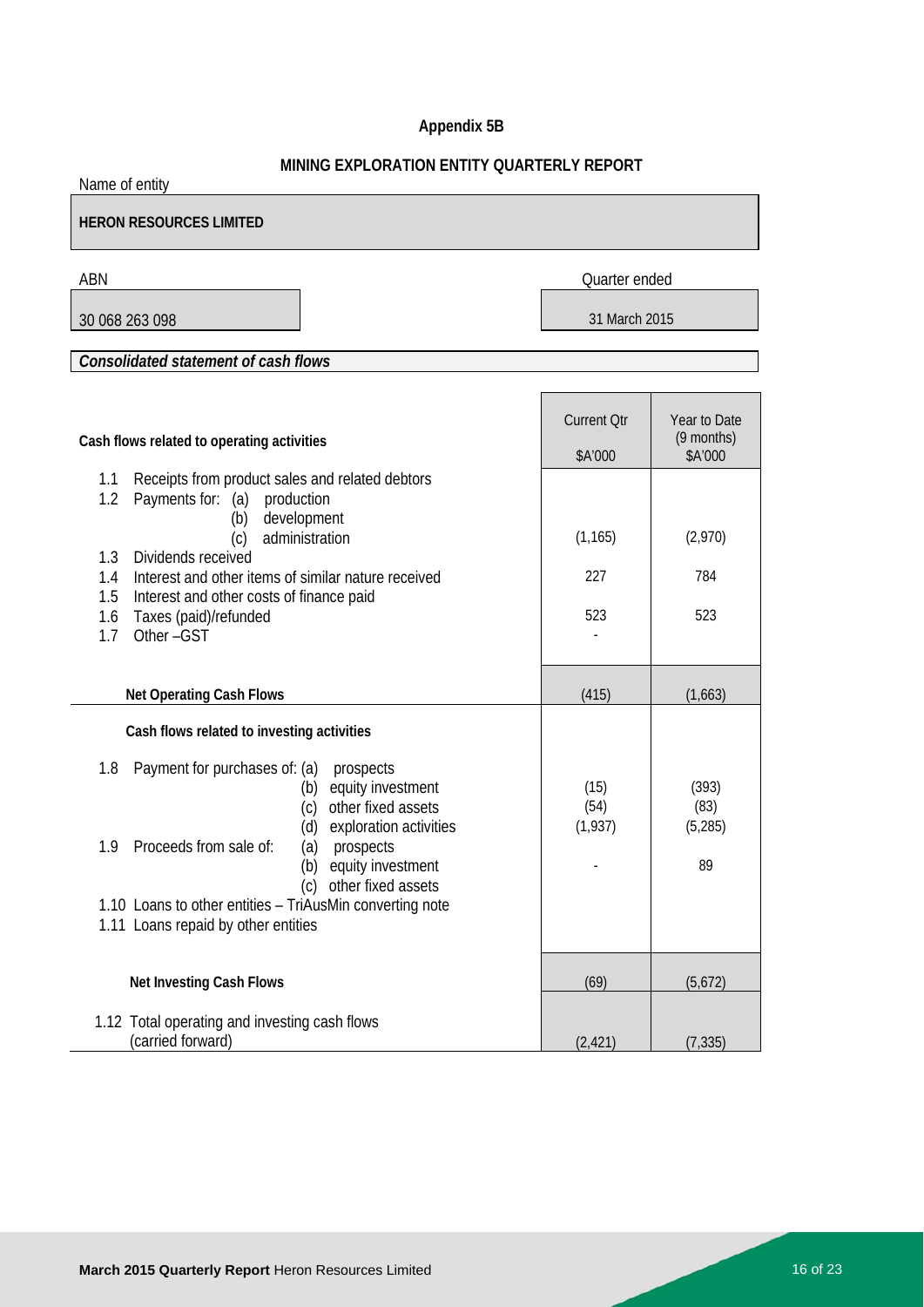# Appendix 5B

## MINING EXPLORATION ENTITY QUARTERLY REPORT

Name of entity

**HERON RESOURCES LIMITED**

| ABN | Quarter ended |
|---|---|
| 30 068 263 098 | 31 March 2015 |

***Consolidated statement of cash flows***

| Cash flows related to operating activities | Current Qtr $A'000 | Year to Date (9 months) $A'000 |
|---|---|---|
| 1.1 Receipts from product sales and related debtors | | |
| 1.2 Payments for: (a) production | | |
| (b) development | | |
| (c) administration | (1,165) | (2,970) |
| 1.3 Dividends received | | |
| 1.4 Interest and other items of similar nature received | 227 | 784 |
| 1.5 Interest and other costs of finance paid | | |
| 1.6 Taxes (paid)/refunded | 523 | 523 |
| 1.7 Other –GST | - | |
| **Net Operating Cash Flows** | (415) | (1,663) |
| **Cash flows related to investing activities** | | |
| 1.8 Payment for purchases of: (a) prospects | | |
| (b) equity investment | (15) | (393) |
| (c) other fixed assets | (54) | (83) |
| (d) exploration activities | (1,937) | (5,285) |
| 1.9 Proceeds from sale of: (a) prospects | | |
| (b) equity investment | - | 89 |
| (c) other fixed assets | | |
| 1.10 Loans to other entities – TriAusMin converting note | | |
| 1.11 Loans repaid by other entities | | |
| **Net Investing Cash Flows** | (69) | (5,672) |
| 1.12 Total operating and investing cash flows (carried forward) | (2,421) | (7,335) |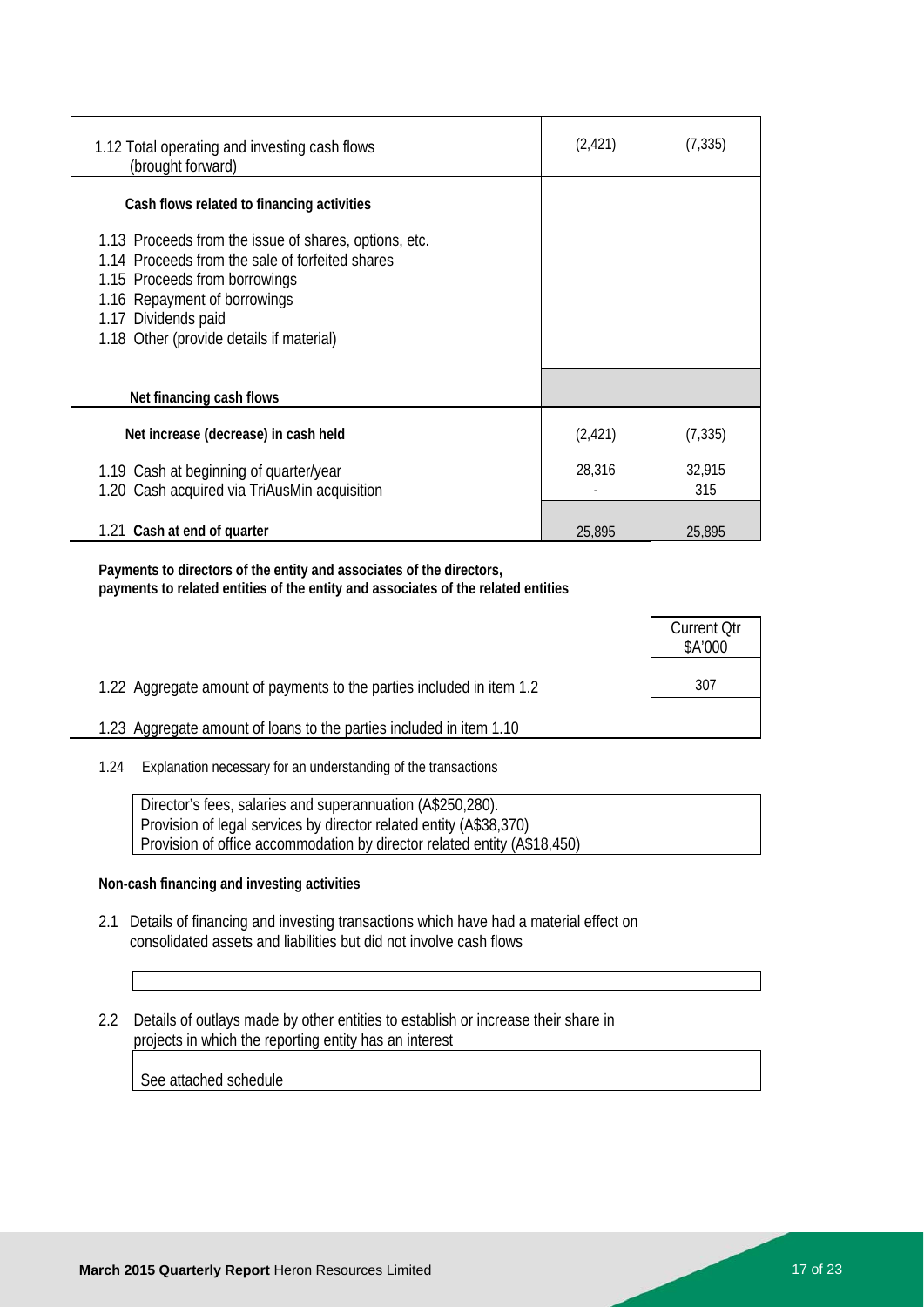| | Current quarter $A'000 | Year to date $A'000 |
|---|---|---|
| 1.12 Total operating and investing cash flows (brought forward) | (2,421) | (7,335) |
| **Cash flows related to financing activities** | | |
| 1.13 Proceeds from the issue of shares, options, etc. | | |
| 1.14 Proceeds from the sale of forfeited shares | | |
| 1.15 Proceeds from borrowings | | |
| 1.16 Repayment of borrowings | | |
| 1.17 Dividends paid | | |
| 1.18 Other (provide details if material) | | |
| **Net financing cash flows** | | |
| **Net increase (decrease) in cash held** | (2,421) | (7,335) |
| 1.19 Cash at beginning of quarter/year | 28,316 | 32,915 |
| 1.20 Cash acquired via TriAusMin acquisition | - | 315 |
| 1.21 **Cash at end of quarter** | 25,895 | 25,895 |

**Payments to directors of the entity and associates of the directors, payments to related entities of the entity and associates of the related entities**

| | Current Qtr $A'000 |
|---|---|
| 1.22 Aggregate amount of payments to the parties included in item 1.2 | 307 |
| 1.23 Aggregate amount of loans to the parties included in item 1.10 | |

1.24 Explanation necessary for an understanding of the transactions

Director's fees, salaries and superannuation (A$250,280).
Provision of legal services by director related entity (A$38,370)
Provision of office accommodation by director related entity (A$18,450)

**Non-cash financing and investing activities**

2.1 Details of financing and investing transactions which have had a material effect on consolidated assets and liabilities but did not involve cash flows

2.2 Details of outlays made by other entities to establish or increase their share in projects in which the reporting entity has an interest

See attached schedule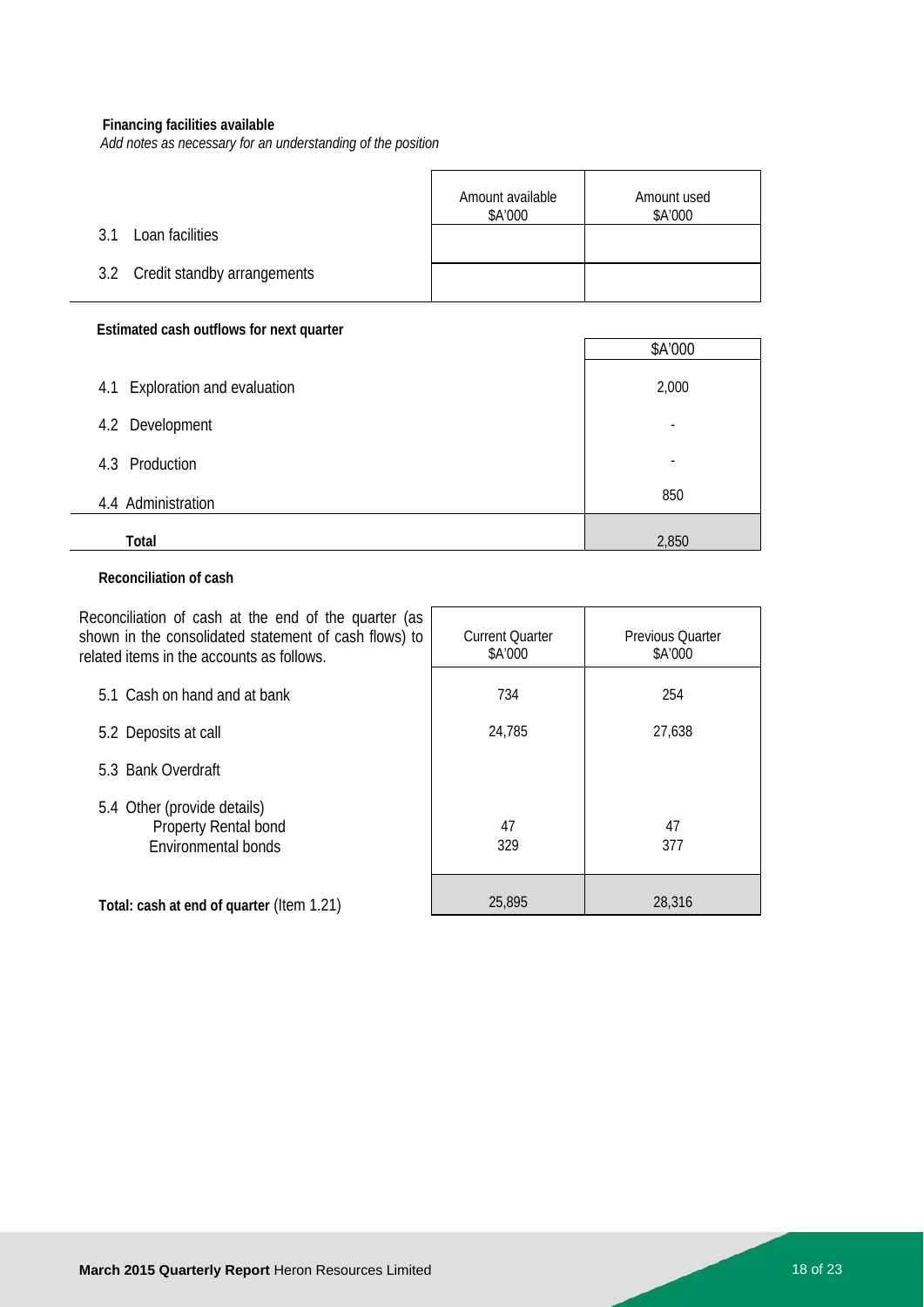**Financing facilities available**

*Add notes as necessary for an understanding of the position*

| | Amount available \$A'000 | Amount used \$A'000 |
|---|---|---|
| 3.1 Loan facilities | | |
| 3.2 Credit standby arrangements | | |

**Estimated cash outflows for next quarter**

| | \$A'000 |
|---|---|
| 4.1 Exploration and evaluation | 2,000 |
| 4.2 Development | - |
| 4.3 Production | - |
| 4.4 Administration | 850 |
| **Total** | 2,850 |

**Reconciliation of cash**

| Reconciliation of cash at the end of the quarter (as shown in the consolidated statement of cash flows) to related items in the accounts as follows. | Current Quarter \$A'000 | Previous Quarter \$A'000 |
|---|---|---|
| 5.1 Cash on hand and at bank | 734 | 254 |
| 5.2 Deposits at call | 24,785 | 27,638 |
| 5.3 Bank Overdraft | | |
| 5.4 Other (provide details) | | |
| Property Rental bond | 47 | 47 |
| Environmental bonds | 329 | 377 |
| **Total: cash at end of quarter** (Item 1.21) | 25,895 | 28,316 |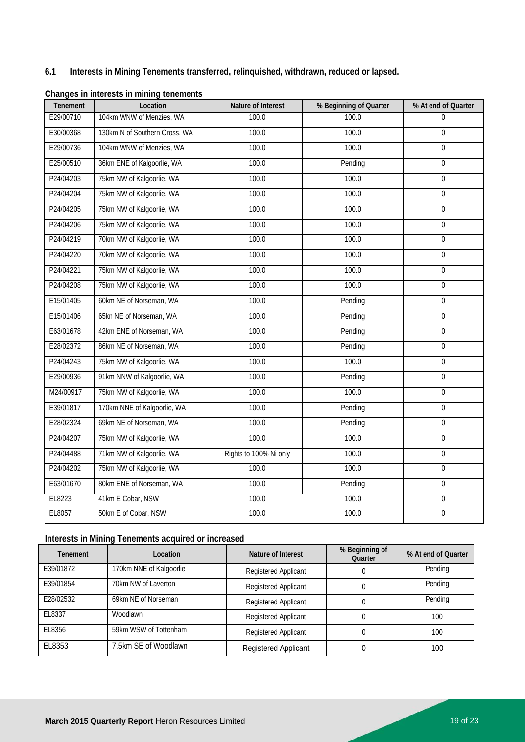### 6.1 Interests in Mining Tenements transferred, relinquished, withdrawn, reduced or lapsed.

**Changes in interests in mining tenements**

| Tenement | Location | Nature of Interest | % Beginning of Quarter | % At end of Quarter |
|---|---|---|---|---|
| E29/00710 | 104km WNW of Menzies, WA | 100.0 | 100.0 | 0 |
| E30/00368 | 130km N of Southern Cross, WA | 100.0 | 100.0 | 0 |
| E29/00736 | 104km WNW of Menzies, WA | 100.0 | 100.0 | 0 |
| E25/00510 | 36km ENE of Kalgoorlie, WA | 100.0 | Pending | 0 |
| P24/04203 | 75km NW of Kalgoorlie, WA | 100.0 | 100.0 | 0 |
| P24/04204 | 75km NW of Kalgoorlie, WA | 100.0 | 100.0 | 0 |
| P24/04205 | 75km NW of Kalgoorlie, WA | 100.0 | 100.0 | 0 |
| P24/04206 | 75km NW of Kalgoorlie, WA | 100.0 | 100.0 | 0 |
| P24/04219 | 70km NW of Kalgoorlie, WA | 100.0 | 100.0 | 0 |
| P24/04220 | 70km NW of Kalgoorlie, WA | 100.0 | 100.0 | 0 |
| P24/04221 | 75km NW of Kalgoorlie, WA | 100.0 | 100.0 | 0 |
| P24/04208 | 75km NW of Kalgoorlie, WA | 100.0 | 100.0 | 0 |
| E15/01405 | 60km NE of Norseman, WA | 100.0 | Pending | 0 |
| E15/01406 | 65kn NE of Norseman, WA | 100.0 | Pending | 0 |
| E63/01678 | 42km ENE of Norseman, WA | 100.0 | Pending | 0 |
| E28/02372 | 86km NE of Norseman, WA | 100.0 | Pending | 0 |
| P24/04243 | 75km NW of Kalgoorlie, WA | 100.0 | 100.0 | 0 |
| E29/00936 | 91km NNW of Kalgoorlie, WA | 100.0 | Pending | 0 |
| M24/00917 | 75km NW of Kalgoorlie, WA | 100.0 | 100.0 | 0 |
| E39/01817 | 170km NNE of Kalgoorlie, WA | 100.0 | Pending | 0 |
| E28/02324 | 69km NE of Norseman, WA | 100.0 | Pending | 0 |
| P24/04207 | 75km NW of Kalgoorlie, WA | 100.0 | 100.0 | 0 |
| P24/04488 | 71km NW of Kalgoorlie, WA | Rights to 100% Ni only | 100.0 | 0 |
| P24/04202 | 75km NW of Kalgoorlie, WA | 100.0 | 100.0 | 0 |
| E63/01670 | 80km ENE of Norseman, WA | 100.0 | Pending | 0 |
| EL8223 | 41km E Cobar, NSW | 100.0 | 100.0 | 0 |
| EL8057 | 50km E of Cobar, NSW | 100.0 | 100.0 | 0 |

**Interests in Mining Tenements acquired or increased**

| Tenement | Location | Nature of Interest | % Beginning of Quarter | % At end of Quarter |
|---|---|---|---|---|
| E39/01872 | 170km NNE of Kalgoorlie | Registered Applicant | 0 | Pending |
| E39/01854 | 70km NW of Laverton | Registered Applicant | 0 | Pending |
| E28/02532 | 69km NE of Norseman | Registered Applicant | 0 | Pending |
| EL8337 | Woodlawn | Registered Applicant | 0 | 100 |
| EL8356 | 59km WSW of Tottenham | Registered Applicant | 0 | 100 |
| EL8353 | 7.5km SE of Woodlawn | Registered Applicant | 0 | 100 |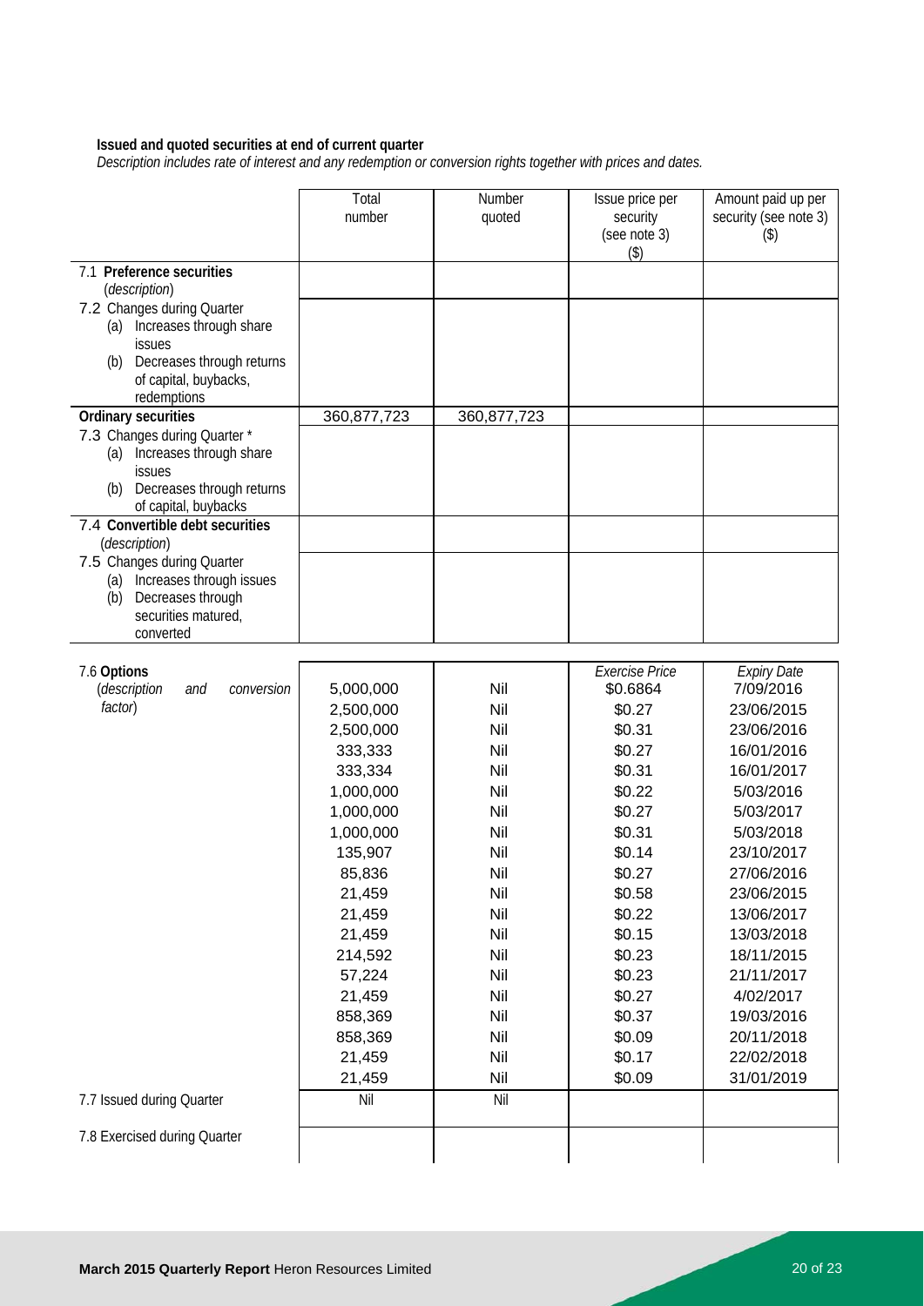**Issued and quoted securities at end of current quarter**

*Description includes rate of interest and any redemption or conversion rights together with prices and dates.*

| | Total number | Number quoted | Issue price per security (see note 3) ($) | Amount paid up per security (see note 3) ($) |
|---|---|---|---|---|
| 7.1 **Preference securities** (*description*) | | | | |
| 7.2 Changes during Quarter (a) Increases through share issues (b) Decreases through returns of capital, buybacks, redemptions | | | | |
| **Ordinary securities** | 360,877,723 | 360,877,723 | | |
| 7.3 Changes during Quarter * (a) Increases through share issues (b) Decreases through returns of capital, buybacks | | | | |
| 7.4 **Convertible debt securities** (*description*) | | | | |
| 7.5 Changes during Quarter (a) Increases through issues (b) Decreases through securities matured, converted | | | | |

| | | | *Exercise Price* | *Expiry Date* |
|---|---|---|---|---|
| 7.6 **Options** (*description and conversion factor*) | 5,000,000 | Nil | $0.6864 | 7/09/2016 |
| | 2,500,000 | Nil | $0.27 | 23/06/2015 |
| | 2,500,000 | Nil | $0.31 | 23/06/2016 |
| | 333,333 | Nil | $0.27 | 16/01/2016 |
| | 333,334 | Nil | $0.31 | 16/01/2017 |
| | 1,000,000 | Nil | $0.22 | 5/03/2016 |
| | 1,000,000 | Nil | $0.27 | 5/03/2017 |
| | 1,000,000 | Nil | $0.31 | 5/03/2018 |
| | 135,907 | Nil | $0.14 | 23/10/2017 |
| | 85,836 | Nil | $0.27 | 27/06/2016 |
| | 21,459 | Nil | $0.58 | 23/06/2015 |
| | 21,459 | Nil | $0.22 | 13/06/2017 |
| | 21,459 | Nil | $0.15 | 13/03/2018 |
| | 214,592 | Nil | $0.23 | 18/11/2015 |
| | 57,224 | Nil | $0.23 | 21/11/2017 |
| | 21,459 | Nil | $0.27 | 4/02/2017 |
| | 858,369 | Nil | $0.37 | 19/03/2016 |
| | 858,369 | Nil | $0.09 | 20/11/2018 |
| | 21,459 | Nil | $0.17 | 22/02/2018 |
| | 21,459 | Nil | $0.09 | 31/01/2019 |
| 7.7 Issued during Quarter | Nil | Nil | | |
| 7.8 Exercised during Quarter | | | | |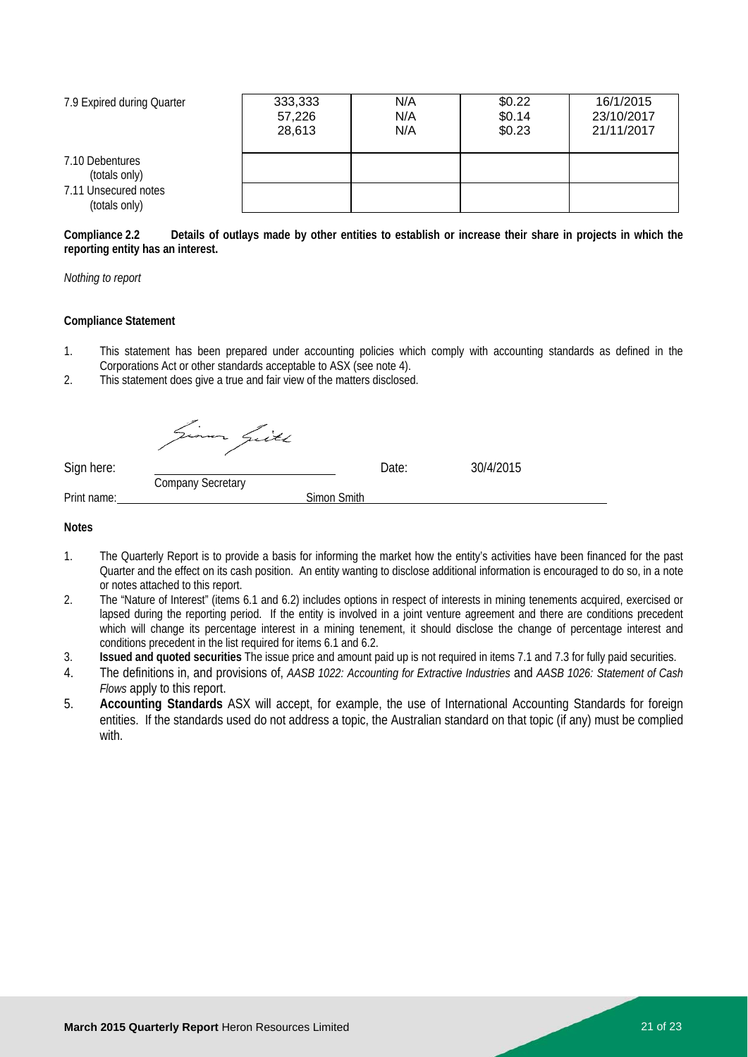| | | | | |
|---|---|---|---|---|
| 7.9 Expired during Quarter | 333,333<br>57,226<br>28,613 | N/A<br>N/A<br>N/A | \$0.22<br>\$0.14<br>\$0.23 | 16/1/2015<br>23/10/2017<br>21/11/2017 |
| 7.10 Debentures (totals only) | | | | |
| 7.11 Unsecured notes (totals only) | | | | |

**Compliance 2.2 Details of outlays made by other entities to establish or increase their share in projects in which the reporting entity has an interest.**

*Nothing to report*

**Compliance Statement**

1. This statement has been prepared under accounting policies which comply with accounting standards as defined in the Corporations Act or other standards acceptable to ASX (see note 4).
2. This statement does give a true and fair view of the matters disclosed.

Sign here: ____________________ Date: 30/4/2015
Company Secretary

Print name: Simon Smith

**Notes**

1. The Quarterly Report is to provide a basis for informing the market how the entity's activities have been financed for the past Quarter and the effect on its cash position. An entity wanting to disclose additional information is encouraged to do so, in a note or notes attached to this report.
2. The "Nature of Interest" (items 6.1 and 6.2) includes options in respect of interests in mining tenements acquired, exercised or lapsed during the reporting period. If the entity is involved in a joint venture agreement and there are conditions precedent which will change its percentage interest in a mining tenement, it should disclose the change of percentage interest and conditions precedent in the list required for items 6.1 and 6.2.
3. **Issued and quoted securities** The issue price and amount paid up is not required in items 7.1 and 7.3 for fully paid securities.
4. The definitions in, and provisions of, *AASB 1022: Accounting for Extractive Industries* and *AASB 1026: Statement of Cash Flows* apply to this report.
5. **Accounting Standards** ASX will accept, for example, the use of International Accounting Standards for foreign entities. If the standards used do not address a topic, the Australian standard on that topic (if any) must be complied with.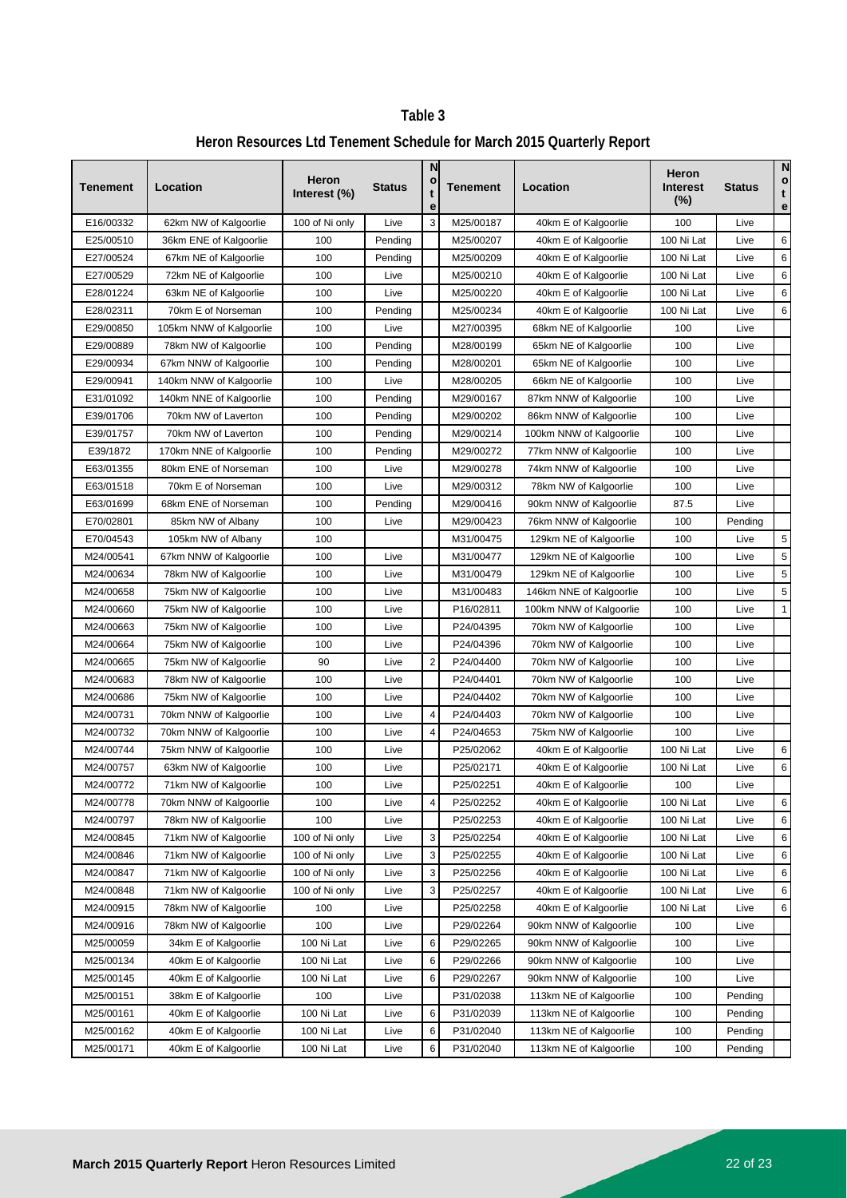# Table 3

## Heron Resources Ltd Tenement Schedule for March 2015 Quarterly Report

| Tenement | Location | Heron Interest (%) | Status | Note | Tenement | Location | Heron Interest (%) | Status | Note |
|---|---|---|---|---|---|---|---|---|---|
| E16/00332 | 62km NW of Kalgoorlie | 100 of Ni only | Live | 3 | M25/00187 | 40km E of Kalgoorlie | 100 | Live | |
| E25/00510 | 36km ENE of Kalgoorlie | 100 | Pending | | M25/00207 | 40km E of Kalgoorlie | 100 Ni Lat | Live | 6 |
| E27/00524 | 67km NE of Kalgoorlie | 100 | Pending | | M25/00209 | 40km E of Kalgoorlie | 100 Ni Lat | Live | 6 |
| E27/00529 | 72km NE of Kalgoorlie | 100 | Live | | M25/00210 | 40km E of Kalgoorlie | 100 Ni Lat | Live | 6 |
| E28/01224 | 63km NE of Kalgoorlie | 100 | Live | | M25/00220 | 40km E of Kalgoorlie | 100 Ni Lat | Live | 6 |
| E28/02311 | 70km E of Norseman | 100 | Pending | | M25/00234 | 40km E of Kalgoorlie | 100 Ni Lat | Live | 6 |
| E29/00850 | 105km NNW of Kalgoorlie | 100 | Live | | M27/00395 | 68km NE of Kalgoorlie | 100 | Live | |
| E29/00889 | 78km NW of Kalgoorlie | 100 | Pending | | M28/00199 | 65km NE of Kalgoorlie | 100 | Live | |
| E29/00934 | 67km NNW of Kalgoorlie | 100 | Pending | | M28/00201 | 65km NE of Kalgoorlie | 100 | Live | |
| E29/00941 | 140km NNW of Kalgoorlie | 100 | Live | | M28/00205 | 66km NE of Kalgoorlie | 100 | Live | |
| E31/01092 | 140km NNE of Kalgoorlie | 100 | Pending | | M29/00167 | 87km NNW of Kalgoorlie | 100 | Live | |
| E39/01706 | 70km NW of Laverton | 100 | Pending | | M29/00202 | 86km NNW of Kalgoorlie | 100 | Live | |
| E39/01757 | 70km NW of Laverton | 100 | Pending | | M29/00214 | 100km NNW of Kalgoorlie | 100 | Live | |
| E39/1872 | 170km NNE of Kalgoorlie | 100 | Pending | | M29/00272 | 77km NNW of Kalgoorlie | 100 | Live | |
| E63/01355 | 80km ENE of Norseman | 100 | Live | | M29/00278 | 74km NNW of Kalgoorlie | 100 | Live | |
| E63/01518 | 70km E of Norseman | 100 | Live | | M29/00312 | 78km NW of Kalgoorlie | 100 | Live | |
| E63/01699 | 68km ENE of Norseman | 100 | Pending | | M29/00416 | 90km NNW of Kalgoorlie | 87.5 | Live | |
| E70/02801 | 85km NW of Albany | 100 | Live | | M29/00423 | 76km NNW of Kalgoorlie | 100 | Pending | |
| E70/04543 | 105km NW of Albany | 100 | | | M31/00475 | 129km NE of Kalgoorlie | 100 | Live | 5 |
| M24/00541 | 67km NNW of Kalgoorlie | 100 | Live | | M31/00477 | 129km NE of Kalgoorlie | 100 | Live | 5 |
| M24/00634 | 78km NW of Kalgoorlie | 100 | Live | | M31/00479 | 129km NE of Kalgoorlie | 100 | Live | 5 |
| M24/00658 | 75km NW of Kalgoorlie | 100 | Live | | M31/00483 | 146km NNE of Kalgoorlie | 100 | Live | 5 |
| M24/00660 | 75km NW of Kalgoorlie | 100 | Live | | P16/02811 | 100km NNW of Kalgoorlie | 100 | Live | 1 |
| M24/00663 | 75km NW of Kalgoorlie | 100 | Live | | P24/04395 | 70km NW of Kalgoorlie | 100 | Live | |
| M24/00664 | 75km NW of Kalgoorlie | 100 | Live | | P24/04396 | 70km NW of Kalgoorlie | 100 | Live | |
| M24/00665 | 75km NW of Kalgoorlie | 90 | Live | 2 | P24/04400 | 70km NW of Kalgoorlie | 100 | Live | |
| M24/00683 | 78km NW of Kalgoorlie | 100 | Live | | P24/04401 | 70km NW of Kalgoorlie | 100 | Live | |
| M24/00686 | 75km NW of Kalgoorlie | 100 | Live | | P24/04402 | 70km NW of Kalgoorlie | 100 | Live | |
| M24/00731 | 70km NNW of Kalgoorlie | 100 | Live | 4 | P24/04403 | 70km NW of Kalgoorlie | 100 | Live | |
| M24/00732 | 70km NNW of Kalgoorlie | 100 | Live | 4 | P24/04653 | 75km NW of Kalgoorlie | 100 | Live | |
| M24/00744 | 75km NNW of Kalgoorlie | 100 | Live | | P25/02062 | 40km E of Kalgoorlie | 100 Ni Lat | Live | 6 |
| M24/00757 | 63km NW of Kalgoorlie | 100 | Live | | P25/02171 | 40km E of Kalgoorlie | 100 Ni Lat | Live | 6 |
| M24/00772 | 71km NW of Kalgoorlie | 100 | Live | | P25/02251 | 40km E of Kalgoorlie | 100 | Live | |
| M24/00778 | 70km NNW of Kalgoorlie | 100 | Live | 4 | P25/02252 | 40km E of Kalgoorlie | 100 Ni Lat | Live | 6 |
| M24/00797 | 78km NW of Kalgoorlie | 100 | Live | | P25/02253 | 40km E of Kalgoorlie | 100 Ni Lat | Live | 6 |
| M24/00845 | 71km NW of Kalgoorlie | 100 of Ni only | Live | 3 | P25/02254 | 40km E of Kalgoorlie | 100 Ni Lat | Live | 6 |
| M24/00846 | 71km NW of Kalgoorlie | 100 of Ni only | Live | 3 | P25/02255 | 40km E of Kalgoorlie | 100 Ni Lat | Live | 6 |
| M24/00847 | 71km NW of Kalgoorlie | 100 of Ni only | Live | 3 | P25/02256 | 40km E of Kalgoorlie | 100 Ni Lat | Live | 6 |
| M24/00848 | 71km NW of Kalgoorlie | 100 of Ni only | Live | 3 | P25/02257 | 40km E of Kalgoorlie | 100 Ni Lat | Live | 6 |
| M24/00915 | 78km NW of Kalgoorlie | 100 | Live | | P25/02258 | 40km E of Kalgoorlie | 100 Ni Lat | Live | 6 |
| M24/00916 | 78km NW of Kalgoorlie | 100 | Live | | P29/02264 | 90km NNW of Kalgoorlie | 100 | Live | |
| M25/00059 | 34km E of Kalgoorlie | 100 Ni Lat | Live | 6 | P29/02265 | 90km NNW of Kalgoorlie | 100 | Live | |
| M25/00134 | 40km E of Kalgoorlie | 100 Ni Lat | Live | 6 | P29/02266 | 90km NNW of Kalgoorlie | 100 | Live | |
| M25/00145 | 40km E of Kalgoorlie | 100 Ni Lat | Live | 6 | P29/02267 | 90km NNW of Kalgoorlie | 100 | Live | |
| M25/00151 | 38km E of Kalgoorlie | 100 | Live | | P31/02038 | 113km NE of Kalgoorlie | 100 | Pending | |
| M25/00161 | 40km E of Kalgoorlie | 100 Ni Lat | Live | 6 | P31/02039 | 113km NE of Kalgoorlie | 100 | Pending | |
| M25/00162 | 40km E of Kalgoorlie | 100 Ni Lat | Live | 6 | P31/02040 | 113km NE of Kalgoorlie | 100 | Pending | |
| M25/00171 | 40km E of Kalgoorlie | 100 Ni Lat | Live | 6 | P31/02040 | 113km NE of Kalgoorlie | 100 | Pending | |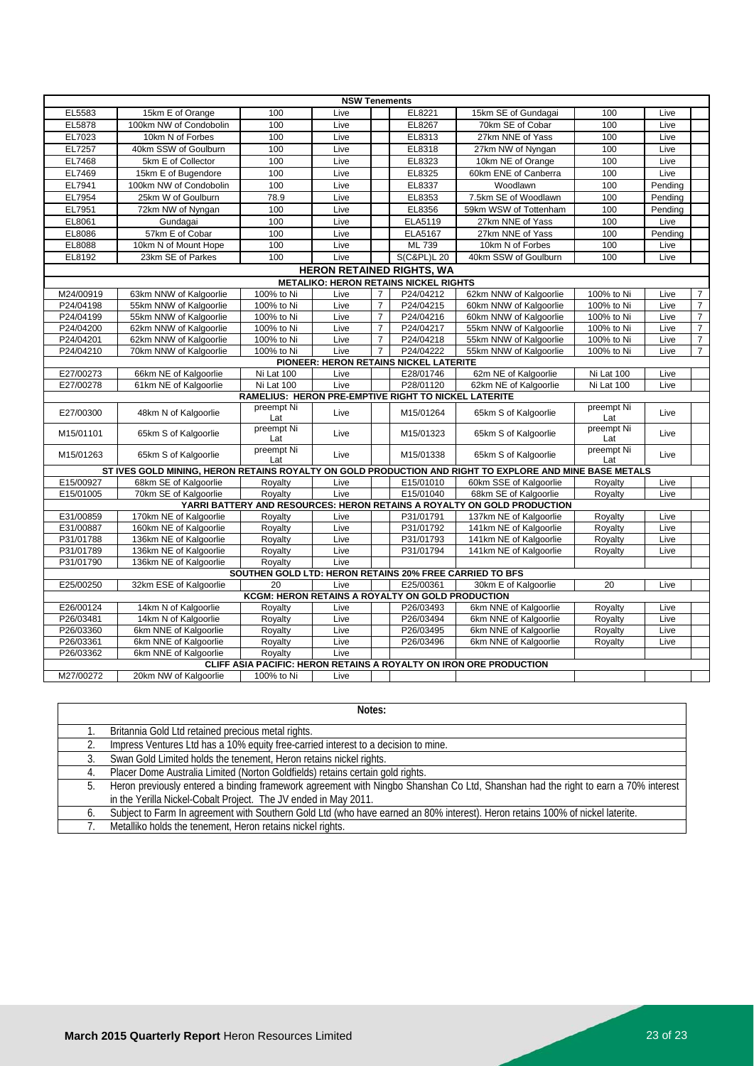| | | | | | | | | | |
|---|---|---|---|---|---|---|---|---|---|
| **NSW Tenements** | | | | | | | | | |
| EL5583 | 15km E of Orange | 100 | Live | | EL8221 | 15km SE of Gundagai | 100 | Live | |
| EL5878 | 100km NW of Condobolin | 100 | Live | | EL8267 | 70km SE of Cobar | 100 | Live | |
| EL7023 | 10km N of Forbes | 100 | Live | | EL8313 | 27km NNE of Yass | 100 | Live | |
| EL7257 | 40km SSW of Goulburn | 100 | Live | | EL8318 | 27km NW of Nyngan | 100 | Live | |
| EL7468 | 5km E of Collector | 100 | Live | | EL8323 | 10km NE of Orange | 100 | Live | |
| EL7469 | 15km E of Bugendore | 100 | Live | | EL8325 | 60km ENE of Canberra | 100 | Live | |
| EL7941 | 100km NW of Condobolin | 100 | Live | | EL8337 | Woodlawn | 100 | Pending | |
| EL7954 | 25km W of Goulburn | 78.9 | Live | | EL8353 | 7.5km SE of Woodlawn | 100 | Pending | |
| EL7951 | 72km NW of Nyngan | 100 | Live | | EL8356 | 59km WSW of Tottenham | 100 | Pending | |
| EL8061 | Gundagai | 100 | Live | | ELA5119 | 27km NNE of Yass | 100 | Live | |
| EL8086 | 57km E of Cobar | 100 | Live | | ELA5167 | 27km NNE of Yass | 100 | Pending | |
| EL8088 | 10km N of Mount Hope | 100 | Live | | ML 739 | 10km N of Forbes | 100 | Live | |
| EL8192 | 23km SE of Parkes | 100 | Live | | S(C&PL)L 20 | 40km SSW of Goulburn | 100 | Live | |
| **HERON RETAINED RIGHTS, WA** | | | | | | | | | |
| **METALIKO: HERON RETAINS NICKEL RIGHTS** | | | | | | | | | |
| M24/00919 | 63km NNW of Kalgoorlie | 100% to Ni | Live | 7 | P24/04212 | 62km NNW of Kalgoorlie | 100% to Ni | Live | 7 |
| P24/04198 | 55km NNW of Kalgoorlie | 100% to Ni | Live | 7 | P24/04215 | 60km NNW of Kalgoorlie | 100% to Ni | Live | 7 |
| P24/04199 | 55km NNW of Kalgoorlie | 100% to Ni | Live | 7 | P24/04216 | 60km NNW of Kalgoorlie | 100% to Ni | Live | 7 |
| P24/04200 | 62km NNW of Kalgoorlie | 100% to Ni | Live | 7 | P24/04217 | 55km NNW of Kalgoorlie | 100% to Ni | Live | 7 |
| P24/04201 | 62km NNW of Kalgoorlie | 100% to Ni | Live | 7 | P24/04218 | 55km NNW of Kalgoorlie | 100% to Ni | Live | 7 |
| P24/04210 | 70km NNW of Kalgoorlie | 100% to Ni | Live | 7 | P24/04222 | 55km NNW of Kalgoorlie | 100% to Ni | Live | 7 |
| **PIONEER: HERON RETAINS NICKEL LATERITE** | | | | | | | | | |
| E27/00273 | 66km NE of Kalgoorlie | Ni Lat 100 | Live | | E28/01746 | 62m NE of Kalgoorlie | Ni Lat 100 | Live | |
| E27/00278 | 61km NE of Kalgoorlie | Ni Lat 100 | Live | | P28/01120 | 62km NE of Kalgoorlie | Ni Lat 100 | Live | |
| **RAMELIUS: HERON PRE-EMPTIVE RIGHT TO NICKEL LATERITE** | | | | | | | | | |
| E27/00300 | 48km N of Kalgoorlie | preempt Ni Lat | Live | | M15/01264 | 65km S of Kalgoorlie | preempt Ni Lat | Live | |
| M15/01101 | 65km S of Kalgoorlie | preempt Ni Lat | Live | | M15/01323 | 65km S of Kalgoorlie | preempt Ni Lat | Live | |
| M15/01263 | 65km S of Kalgoorlie | preempt Ni Lat | Live | | M15/01338 | 65km S of Kalgoorlie | preempt Ni Lat | Live | |
| **ST IVES GOLD MINING, HERON RETAINS ROYALTY ON GOLD PRODUCTION AND RIGHT TO EXPLORE AND MINE BASE METALS** | | | | | | | | | |
| E15/00927 | 68km SE of Kalgoorlie | Royalty | Live | | E15/01010 | 60km SSE of Kalgoorlie | Royalty | Live | |
| E15/01005 | 70km SE of Kalgoorlie | Royalty | Live | | E15/01040 | 68km SE of Kalgoorlie | Royalty | Live | |
| **YARRI BATTERY AND RESOURCES: HERON RETAINS A ROYALTY ON GOLD PRODUCTION** | | | | | | | | | |
| E31/00859 | 170km NE of Kalgoorlie | Royalty | Live | | P31/01791 | 137km NE of Kalgoorlie | Royalty | Live | |
| E31/00887 | 160km NE of Kalgoorlie | Royalty | Live | | P31/01792 | 141km NE of Kalgoorlie | Royalty | Live | |
| P31/01788 | 136km NE of Kalgoorlie | Royalty | Live | | P31/01793 | 141km NE of Kalgoorlie | Royalty | Live | |
| P31/01789 | 136km NE of Kalgoorlie | Royalty | Live | | P31/01794 | 141km NE of Kalgoorlie | Royalty | Live | |
| P31/01790 | 136km NE of Kalgoorlie | Royalty | Live | | | | | | |
| **SOUTHEN GOLD LTD: HERON RETAINS 20% FREE CARRIED TO BFS** | | | | | | | | | |
| E25/00250 | 32km ESE of Kalgoorlie | 20 | Live | | E25/00361 | 30km E of Kalgoorlie | 20 | Live | |
| **KCGM: HERON RETAINS A ROYALTY ON GOLD PRODUCTION** | | | | | | | | | |
| E26/00124 | 14km N of Kalgoorlie | Royalty | Live | | P26/03493 | 6km NNE of Kalgoorlie | Royalty | Live | |
| P26/03481 | 14km N of Kalgoorlie | Royalty | Live | | P26/03494 | 6km NNE of Kalgoorlie | Royalty | Live | |
| P26/03360 | 6km NNE of Kalgoorlie | Royalty | Live | | P26/03495 | 6km NNE of Kalgoorlie | Royalty | Live | |
| P26/03361 | 6km NNE of Kalgoorlie | Royalty | Live | | P26/03496 | 6km NNE of Kalgoorlie | Royalty | Live | |
| P26/03362 | 6km NNE of Kalgoorlie | Royalty | Live | | | | | | |
| **CLIFF ASIA PACIFIC: HERON RETAINS A ROYALTY ON IRON ORE PRODUCTION** | | | | | | | | | |
| M27/00272 | 20km NW of Kalgoorlie | 100% to Ni | Live | | | | | | |

**Notes:**

1. Britannia Gold Ltd retained precious metal rights.
2. Impress Ventures Ltd has a 10% equity free-carried interest to a decision to mine.
3. Swan Gold Limited holds the tenement, Heron retains nickel rights.
4. Placer Dome Australia Limited (Norton Goldfields) retains certain gold rights.
5. Heron previously entered a binding framework agreement with Ningbo Shanshan Co Ltd, Shanshan had the right to earn a 70% interest in the Yerilla Nickel-Cobalt Project. The JV ended in May 2011.
6. Subject to Farm In agreement with Southern Gold Ltd (who have earned an 80% interest). Heron retains 100% of nickel laterite.
7. Metalliko holds the tenement, Heron retains nickel rights.